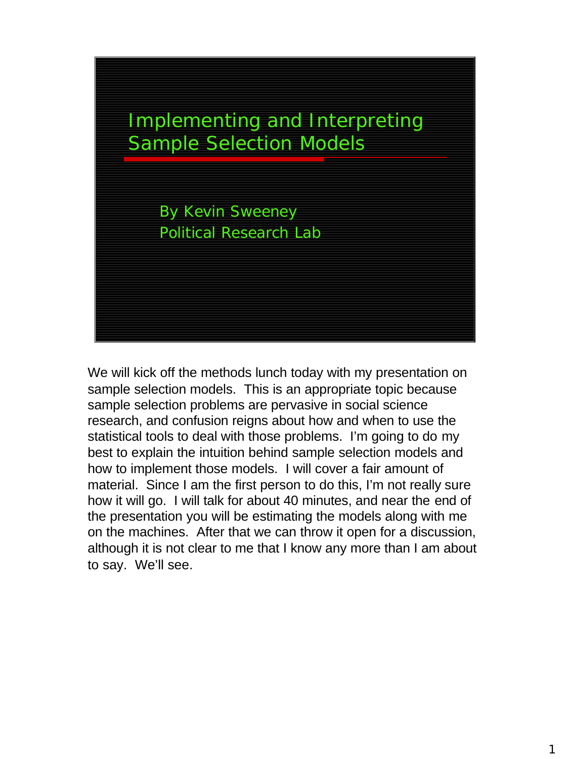# Implementing and Interpreting Sample Selection Models

By Kevin Sweeney
Political Research Lab

We will kick off the methods lunch today with my presentation on sample selection models. This is an appropriate topic because sample selection problems are pervasive in social science research, and confusion reigns about how and when to use the statistical tools to deal with those problems. I'm going to do my best to explain the intuition behind sample selection models and how to implement those models. I will cover a fair amount of material. Since I am the first person to do this, I'm not really sure how it will go. I will talk for about 40 minutes, and near the end of the presentation you will be estimating the models along with me on the machines. After that we can throw it open for a discussion, although it is not clear to me that I know any more than I am about to say. We'll see.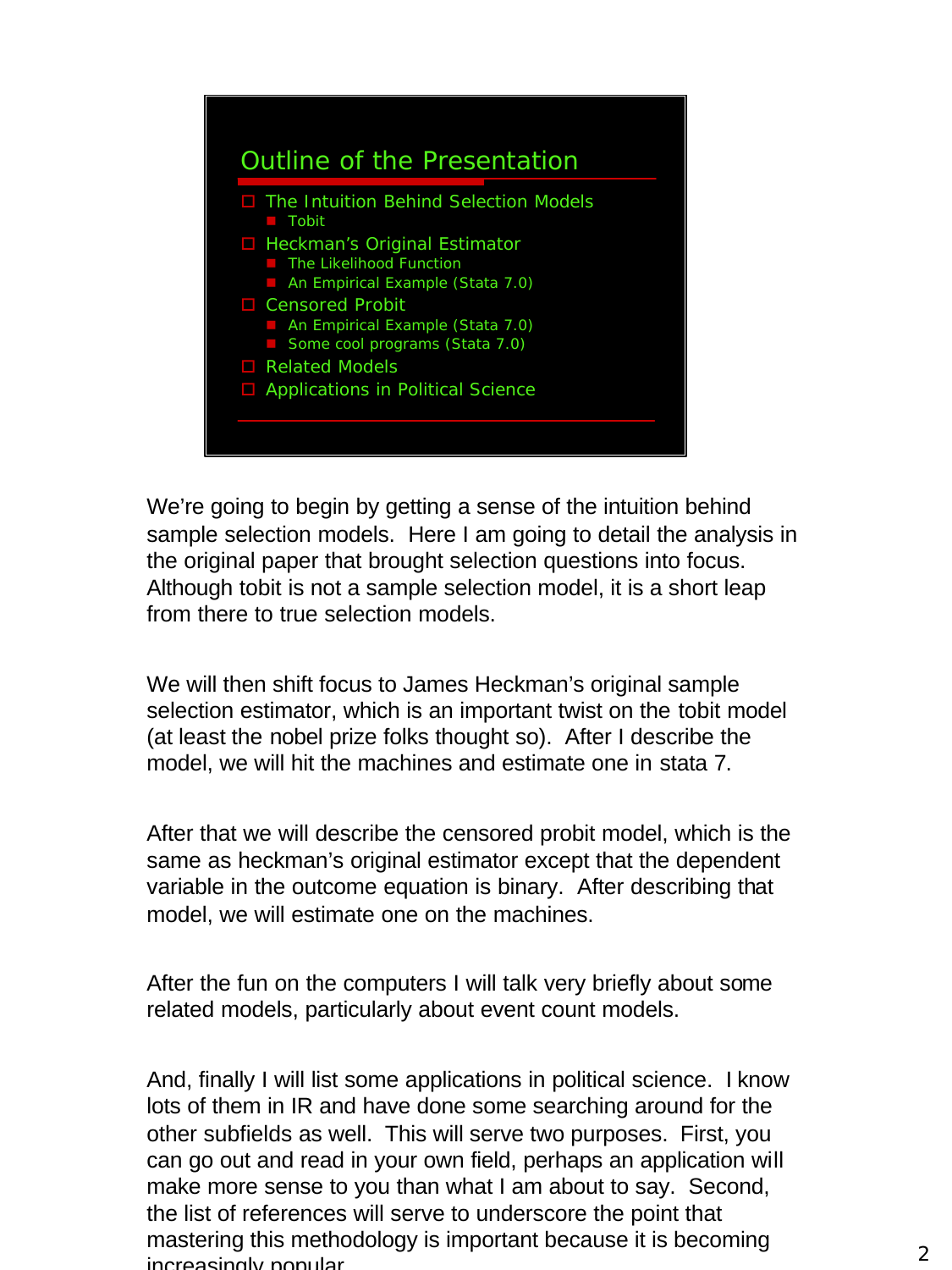## Outline of the Presentation

- The Intuition Behind Selection Models
  - Tobit
- Heckman's Original Estimator
  - The Likelihood Function
  - An Empirical Example (Stata 7.0)
- Censored Probit
  - An Empirical Example (Stata 7.0)
  - Some cool programs (Stata 7.0)
- Related Models
- Applications in Political Science

We're going to begin by getting a sense of the intuition behind sample selection models. Here I am going to detail the analysis in the original paper that brought selection questions into focus. Although tobit is not a sample selection model, it is a short leap from there to true selection models.

We will then shift focus to James Heckman's original sample selection estimator, which is an important twist on the tobit model (at least the nobel prize folks thought so). After I describe the model, we will hit the machines and estimate one in stata 7.

After that we will describe the censored probit model, which is the same as heckman's original estimator except that the dependent variable in the outcome equation is binary. After describing that model, we will estimate one on the machines.

After the fun on the computers I will talk very briefly about some related models, particularly about event count models.

And, finally I will list some applications in political science. I know lots of them in IR and have done some searching around for the other subfields as well. This will serve two purposes. First, you can go out and read in your own field, perhaps an application will make more sense to you than what I am about to say. Second, the list of references will serve to underscore the point that mastering this methodology is important because it is becoming increasingly popular.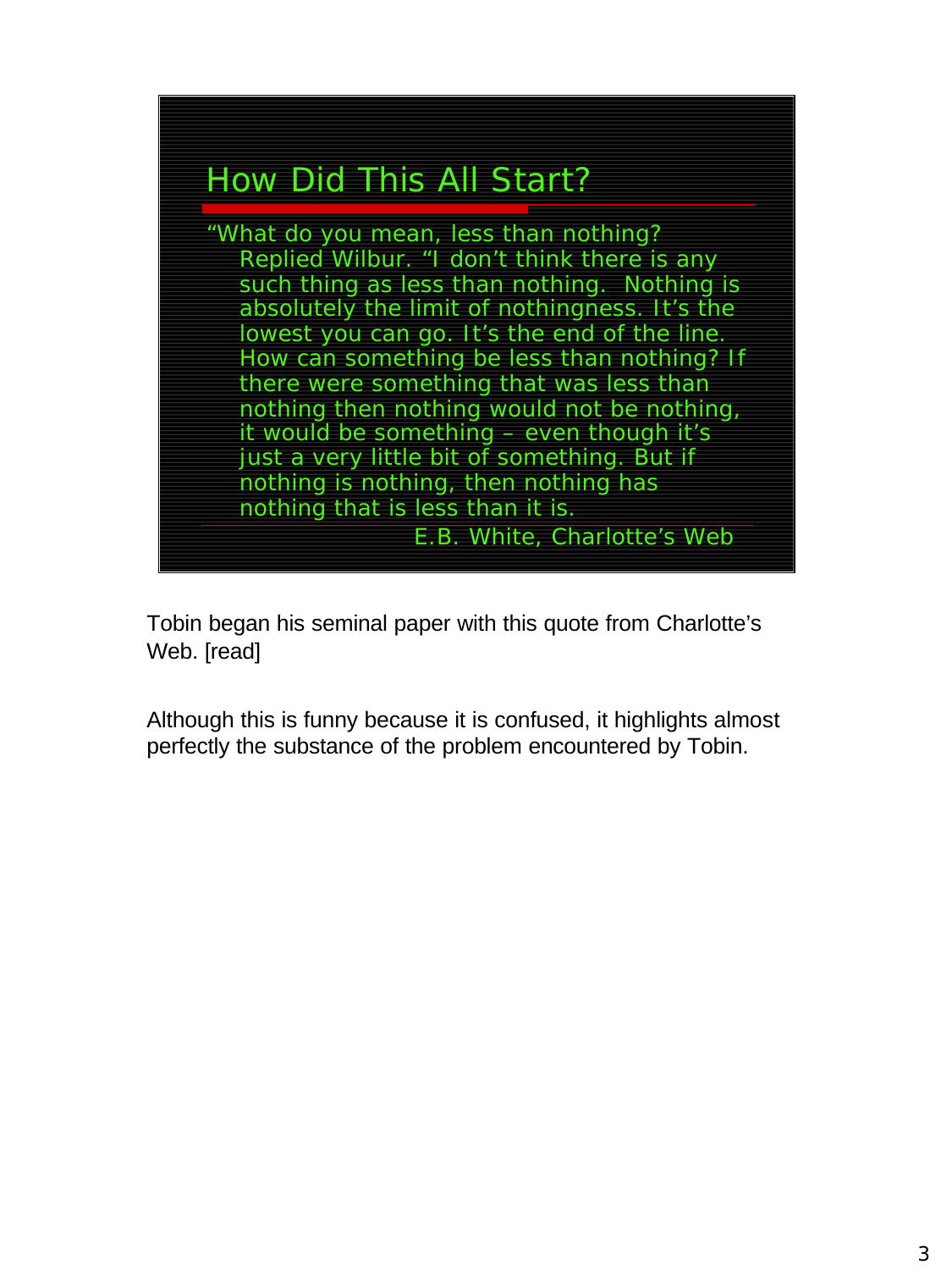## How Did This All Start?

"What do you mean, less than nothing? Replied Wilbur. "I don't think there is any such thing as less than nothing. Nothing is absolutely the limit of nothingness. It's the lowest you can go. It's the end of the line. How can something be less than nothing? If there were something that was less than nothing then nothing would not be nothing, it would be something – even though it's just a very little bit of something. But if nothing is nothing, then nothing has nothing that is less than it is.

E.B. White, Charlotte's Web

Tobin began his seminal paper with this quote from Charlotte's Web. [read]

Although this is funny because it is confused, it highlights almost perfectly the substance of the problem encountered by Tobin.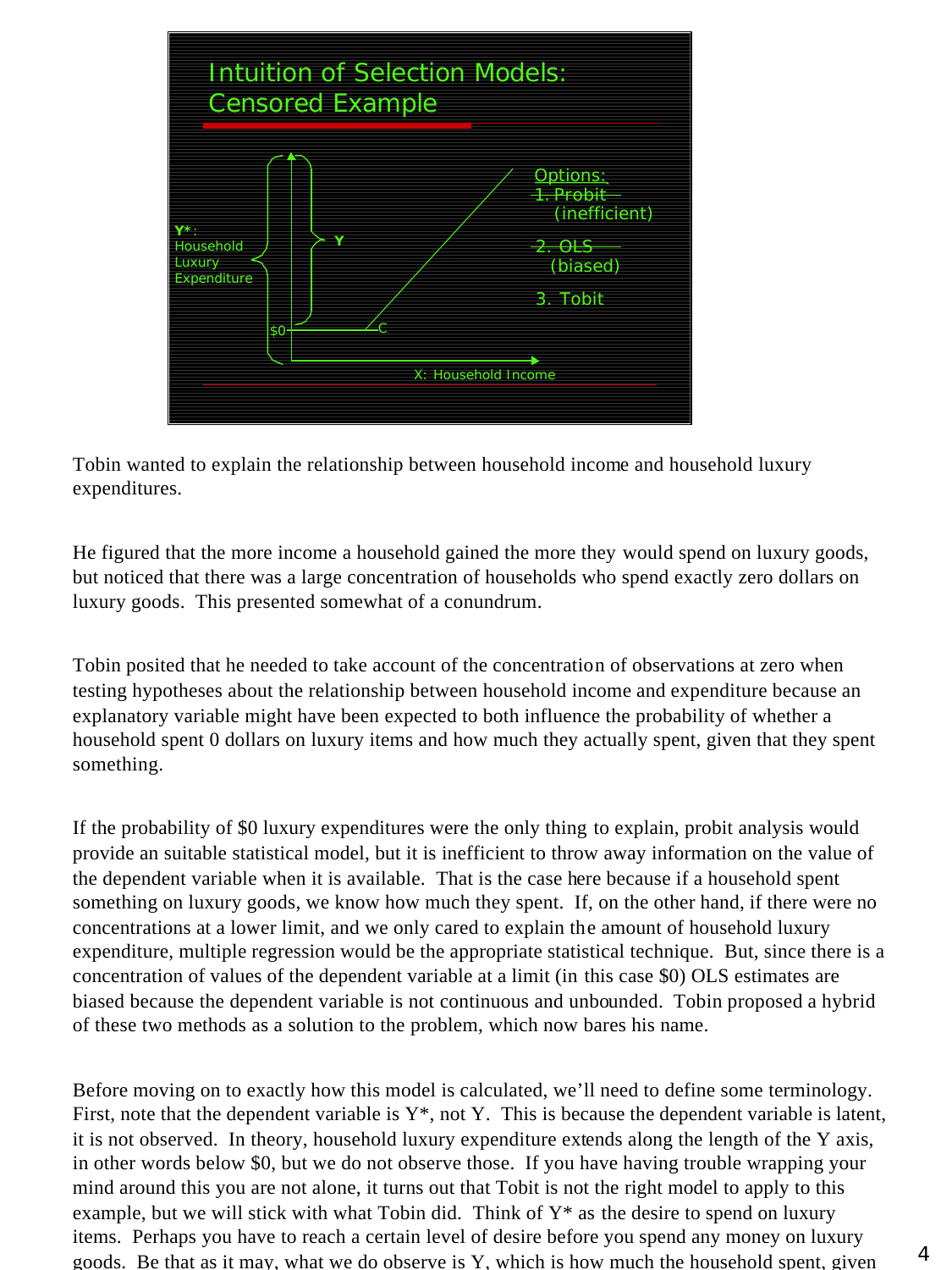Intuition of Selection Models: Censored Example

Options:
1. ~~Probit~~ (inefficient)
2. ~~OLS~~ (biased)
3. Tobit

$Y^*$: Household Luxury Expenditure

Y

$0

C

X: Household Income

Tobin wanted to explain the relationship between household income and household luxury expenditures.

He figured that the more income a household gained the more they would spend on luxury goods, but noticed that there was a large concentration of households who spend exactly zero dollars on luxury goods. This presented somewhat of a conundrum.

Tobin posited that he needed to take account of the concentration of observations at zero when testing hypotheses about the relationship between household income and expenditure because an explanatory variable might have been expected to both influence the probability of whether a household spent 0 dollars on luxury items and how much they actually spent, given that they spent something.

If the probability of $0 luxury expenditures were the only thing to explain, probit analysis would provide an suitable statistical model, but it is inefficient to throw away information on the value of the dependent variable when it is available. That is the case here because if a household spent something on luxury goods, we know how much they spent. If, on the other hand, if there were no concentrations at a lower limit, and we only cared to explain the amount of household luxury expenditure, multiple regression would be the appropriate statistical technique. But, since there is a concentration of values of the dependent variable at a limit (in this case $0) OLS estimates are biased because the dependent variable is not continuous and unbounded. Tobin proposed a hybrid of these two methods as a solution to the problem, which now bares his name.

Before moving on to exactly how this model is calculated, we'll need to define some terminology. First, note that the dependent variable is $Y^*$, not Y. This is because the dependent variable is latent, it is not observed. In theory, household luxury expenditure extends along the length of the Y axis, in other words below $0, but we do not observe those. If you have having trouble wrapping your mind around this you are not alone, it turns out that Tobit is not the right model to apply to this example, but we will stick with what Tobin did. Think of $Y^*$ as the desire to spend on luxury items. Perhaps you have to reach a certain level of desire before you spend any money on luxury goods. Be that as it may, what we do observe is Y, which is how much the household spent, given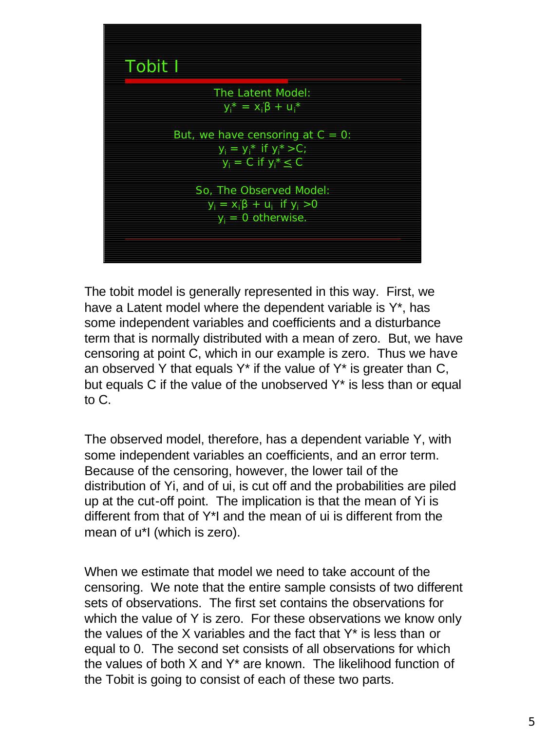## Tobit I

The Latent Model:

$$y_i^* = x_i'\beta + u_i^*$$

But, we have censoring at C = 0:

$$y_i = y_i^* \text{ if } y_i^* > C;$$
$$y_i = C \text{ if } y_i^* \leq C$$

So, The Observed Model:

$$y_i = x_i'\beta + u_i \text{ if } y_i > 0$$
$$y_i = 0 \text{ otherwise.}$$

The tobit model is generally represented in this way. First, we have a Latent model where the dependent variable is Y*, has some independent variables and coefficients and a disturbance term that is normally distributed with a mean of zero. But, we have censoring at point C, which in our example is zero. Thus we have an observed Y that equals Y* if the value of Y* is greater than C, but equals C if the value of the unobserved Y* is less than or equal to C.

The observed model, therefore, has a dependent variable Y, with some independent variables an coefficients, and an error term. Because of the censoring, however, the lower tail of the distribution of Yi, and of ui, is cut off and the probabilities are piled up at the cut-off point. The implication is that the mean of Yi is different from that of Y*I and the mean of ui is different from the mean of u*I (which is zero).

When we estimate that model we need to take account of the censoring. We note that the entire sample consists of two different sets of observations. The first set contains the observations for which the value of Y is zero. For these observations we know only the values of the X variables and the fact that Y* is less than or equal to 0. The second set consists of all observations for which the values of both X and Y* are known. The likelihood function of the Tobit is going to consist of each of these two parts.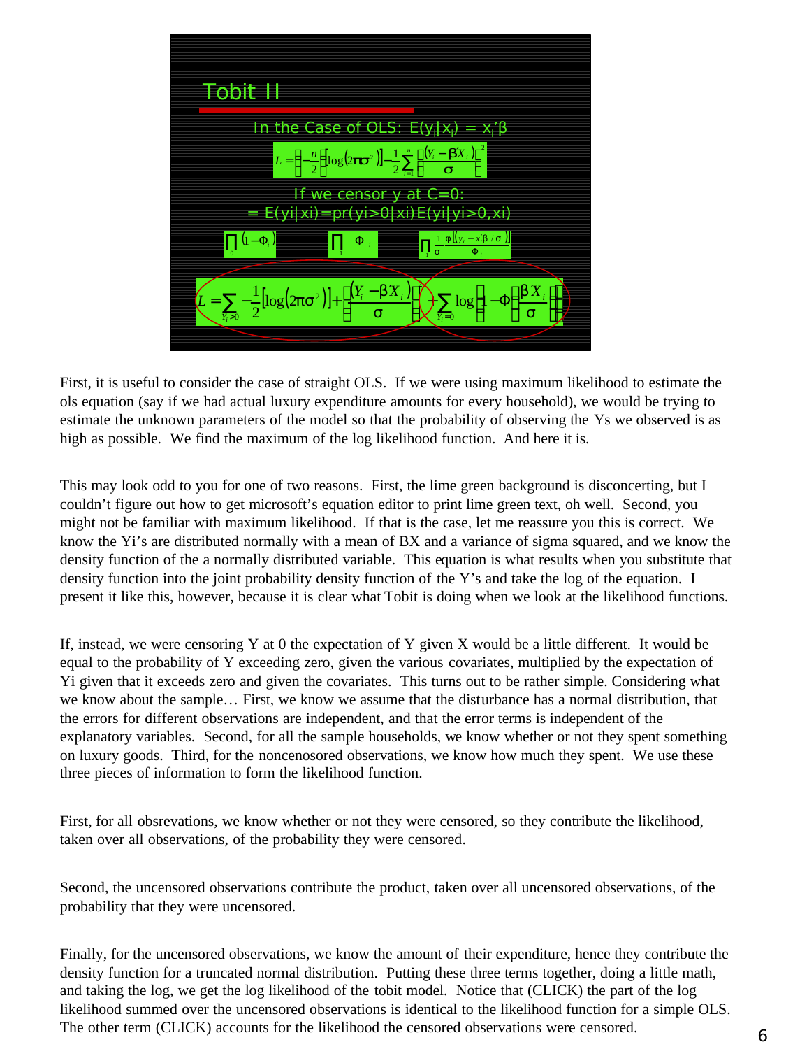## Tobit II

In the Case of OLS: $E(y_i|x_i) = x_i'\beta$

$$L = \left[-\frac{n}{2}\left[\log(2\pi\sigma^2)\right] - \frac{1}{2}\sum_{i=1}^{n}\left(\frac{(Y_i - \beta' X_i)}{\sigma}\right)^2\right]$$

If we censor y at C=0:

= E(yi|xi)=pr(yi>0|xi)E(yi|yi>0,xi)

$$\prod_0 (1-\Phi_i) \qquad \prod_1 \Phi_i \qquad \prod_1 \frac{\frac{1}{\sigma}\phi\left[(y_i - x_i'\beta/\sigma)\right]}{\Phi_i}$$

$$L = \sum_{Y_i>0} -\frac{1}{2}\left[\log(2\pi\sigma^2)\right] + \left(\frac{(Y_i - \beta' X_i)}{\sigma}\right) + \sum_{Y_i=0}\log\left(1-\Phi\left(\frac{\beta' X_i}{\sigma}\right)\right)$$

First, it is useful to consider the case of straight OLS. If we were using maximum likelihood to estimate the ols equation (say if we had actual luxury expenditure amounts for every household), we would be trying to estimate the unknown parameters of the model so that the probability of observing the Ys we observed is as high as possible. We find the maximum of the log likelihood function. And here it is.

This may look odd to you for one of two reasons. First, the lime green background is disconcerting, but I couldn't figure out how to get microsoft's equation editor to print lime green text, oh well. Second, you might not be familiar with maximum likelihood. If that is the case, let me reassure you this is correct. We know the Yi's are distributed normally with a mean of BX and a variance of sigma squared, and we know the density function of the a normally distributed variable. This equation is what results when you substitute that density function into the joint probability density function of the Y's and take the log of the equation. I present it like this, however, because it is clear what Tobit is doing when we look at the likelihood functions.

If, instead, we were censoring Y at 0 the expectation of Y given X would be a little different. It would be equal to the probability of Y exceeding zero, given the various covariates, multiplied by the expectation of Yi given that it exceeds zero and given the covariates. This turns out to be rather simple. Considering what we know about the sample… First, we know we assume that the disturbance has a normal distribution, that the errors for different observations are independent, and that the error terms is independent of the explanatory variables. Second, for all the sample households, we know whether or not they spent something on luxury goods. Third, for the noncenosored observations, we know how much they spent. We use these three pieces of information to form the likelihood function.

First, for all obsrevations, we know whether or not they were censored, so they contribute the likelihood, taken over all observations, of the probability they were censored.

Second, the uncensored observations contribute the product, taken over all uncensored observations, of the probability that they were uncensored.

Finally, for the uncensored observations, we know the amount of their expenditure, hence they contribute the density function for a truncated normal distribution. Putting these three terms together, doing a little math, and taking the log, we get the log likelihood of the tobit model. Notice that (CLICK) the part of the log likelihood summed over the uncensored observations is identical to the likelihood function for a simple OLS. The other term (CLICK) accounts for the likelihood the censored observations were censored.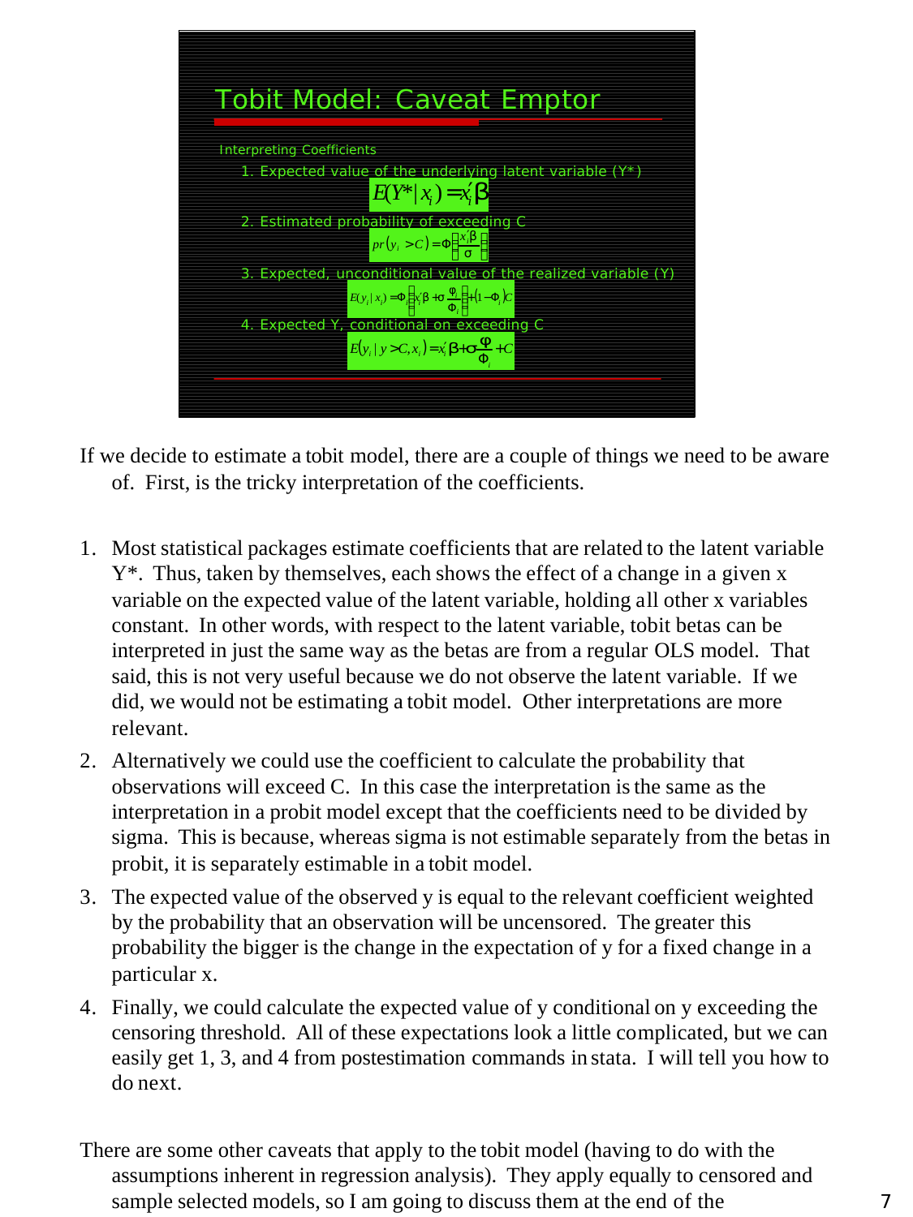## Tobit Model: Caveat Emptor

Interpreting Coefficients

1. Expected value of the underlying latent variable (Y*)

$$E(Y^*|x_i) = x_i'\beta$$

2. Estimated probability of exceeding C

$$pr(y_i > C) = \Phi\left(\frac{x_i'\beta}{\sigma}\right)$$

3. Expected, unconditional value of the realized variable (Y)

$$E(y_i|x_i) = \Phi_i\left(x_i'\beta + \sigma\frac{\varphi_i}{\Phi_i}\right) + (1-\Phi_i)C$$

4. Expected Y, conditional on exceeding C

$$E(y_i|y > C, x_i) = x_i'\beta + \sigma\frac{\varphi}{\Phi_i} + C$$

If we decide to estimate a tobit model, there are a couple of things we need to be aware of. First, is the tricky interpretation of the coefficients.

1. Most statistical packages estimate coefficients that are related to the latent variable Y*. Thus, taken by themselves, each shows the effect of a change in a given x variable on the expected value of the latent variable, holding all other x variables constant. In other words, with respect to the latent variable, tobit betas can be interpreted in just the same way as the betas are from a regular OLS model. That said, this is not very useful because we do not observe the latent variable. If we did, we would not be estimating a tobit model. Other interpretations are more relevant.
2. Alternatively we could use the coefficient to calculate the probability that observations will exceed C. In this case the interpretation is the same as the interpretation in a probit model except that the coefficients need to be divided by sigma. This is because, whereas sigma is not estimable separately from the betas in probit, it is separately estimable in a tobit model.
3. The expected value of the observed y is equal to the relevant coefficient weighted by the probability that an observation will be uncensored. The greater this probability the bigger is the change in the expectation of y for a fixed change in a particular x.
4. Finally, we could calculate the expected value of y conditional on y exceeding the censoring threshold. All of these expectations look a little complicated, but we can easily get 1, 3, and 4 from postestimation commands in stata. I will tell you how to do next.

There are some other caveats that apply to the tobit model (having to do with the assumptions inherent in regression analysis). They apply equally to censored and sample selected models, so I am going to discuss them at the end of the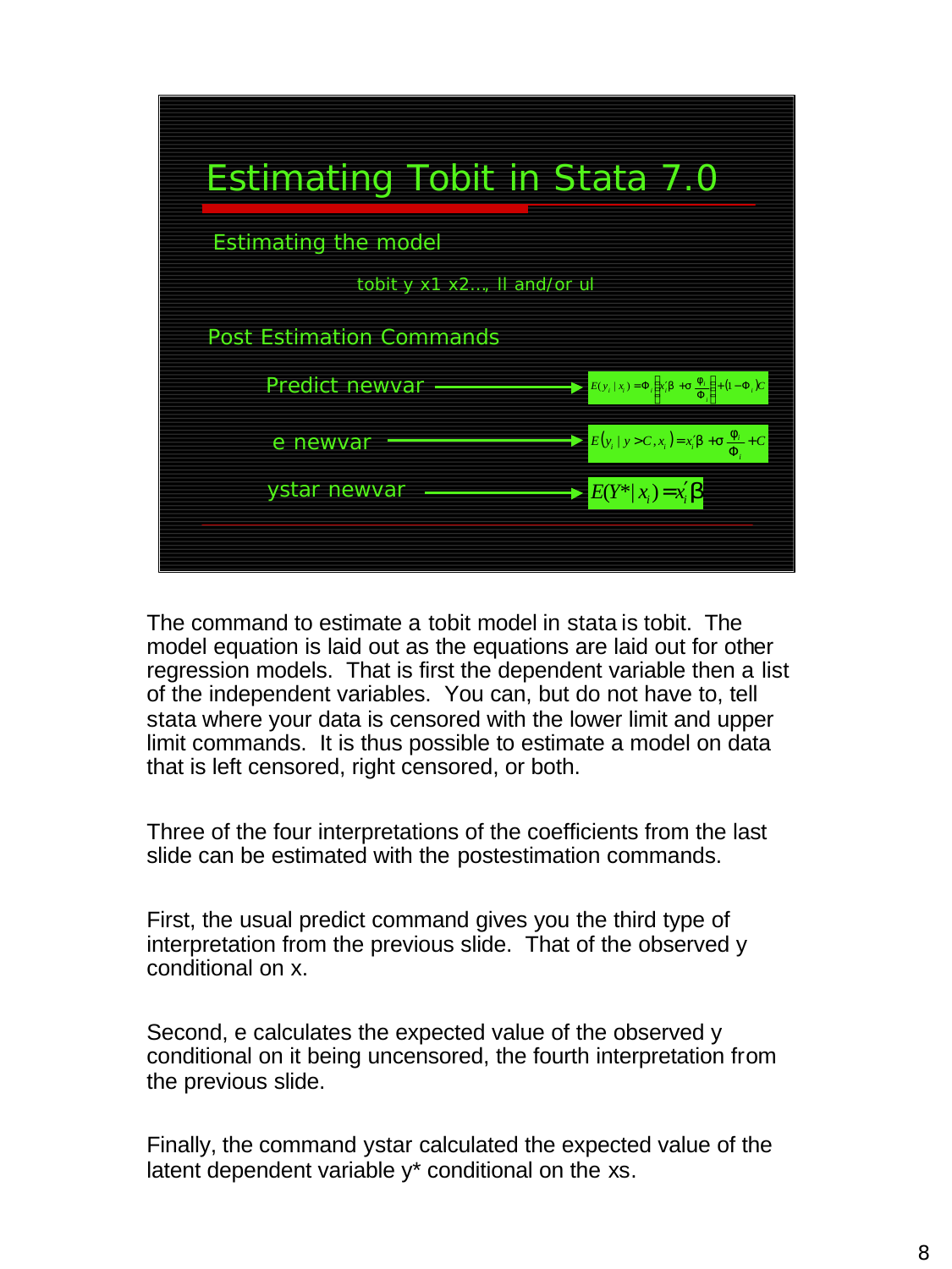## Estimating Tobit in Stata 7.0

**Estimating the model**

```
tobit y x1 x2…, ll and/or ul
```

**Post Estimation Commands**

- Predict newvar → $E(y_i \mid x_i) = \Phi_i \left[ x_i'\beta + \sigma \frac{\phi_i}{\Phi_i} \right] + (1 - \Phi_i)C$
- e newvar → $E(y_i \mid y > C, x_i) = x_i'\beta + \sigma \frac{\phi_i}{\Phi_i} + C$
- ystar newvar → $E(Y^* \mid x_i) = x_i'\beta$

The command to estimate a tobit model in stata is tobit. The model equation is laid out as the equations are laid out for other regression models. That is first the dependent variable then a list of the independent variables. You can, but do not have to, tell stata where your data is censored with the lower limit and upper limit commands. It is thus possible to estimate a model on data that is left censored, right censored, or both.

Three of the four interpretations of the coefficients from the last slide can be estimated with the postestimation commands.

First, the usual predict command gives you the third type of interpretation from the previous slide. That of the observed y conditional on x.

Second, e calculates the expected value of the observed y conditional on it being uncensored, the fourth interpretation from the previous slide.

Finally, the command ystar calculated the expected value of the latent dependent variable y* conditional on the xs.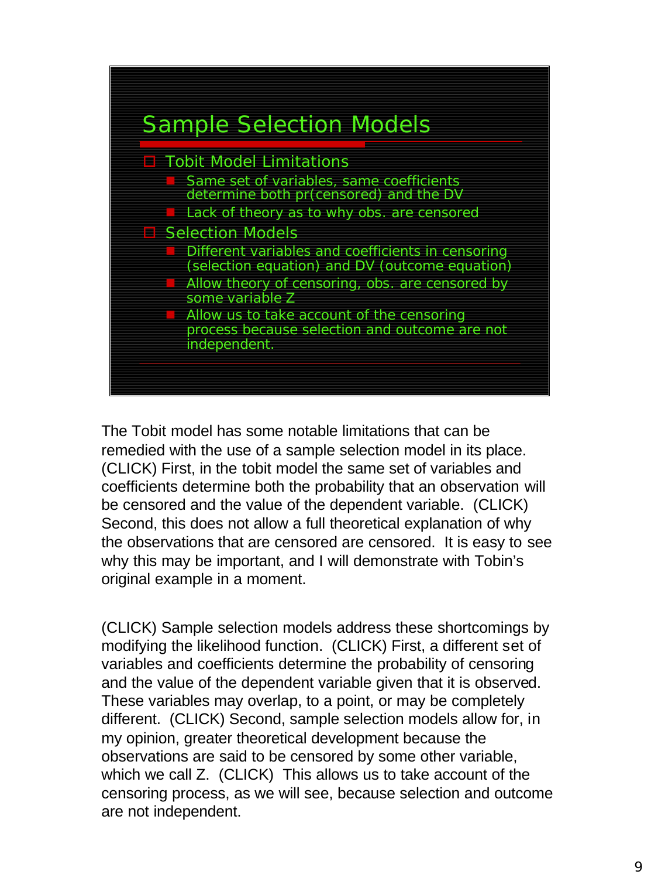## Sample Selection Models

- Tobit Model Limitations
  - Same set of variables, same coefficients determine both pr(censored) and the DV
  - Lack of theory as to why obs. are censored
- Selection Models
  - Different variables and coefficients in censoring (selection equation) and DV (outcome equation)
  - Allow theory of censoring, obs. are censored by some variable Z
  - Allow us to take account of the censoring process because selection and outcome are not independent.

The Tobit model has some notable limitations that can be remedied with the use of a sample selection model in its place. (CLICK) First, in the tobit model the same set of variables and coefficients determine both the probability that an observation will be censored and the value of the dependent variable. (CLICK) Second, this does not allow a full theoretical explanation of why the observations that are censored are censored. It is easy to see why this may be important, and I will demonstrate with Tobin's original example in a moment.

(CLICK) Sample selection models address these shortcomings by modifying the likelihood function. (CLICK) First, a different set of variables and coefficients determine the probability of censoring and the value of the dependent variable given that it is observed. These variables may overlap, to a point, or may be completely different. (CLICK) Second, sample selection models allow for, in my opinion, greater theoretical development because the observations are said to be censored by some other variable, which we call Z. (CLICK) This allows us to take account of the censoring process, as we will see, because selection and outcome are not independent.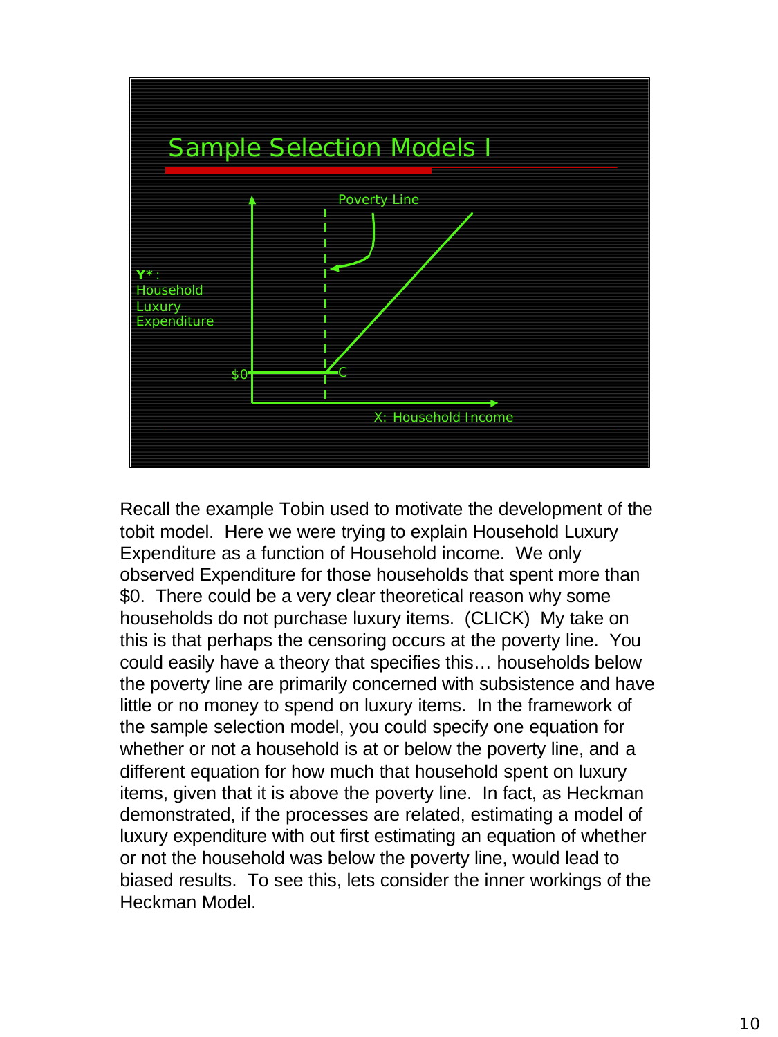## Sample Selection Models I

Poster/slide text: Poverty Line; $Y^*$: Household Luxury Expenditure; \$0; C; X: Household Income

Recall the example Tobin used to motivate the development of the tobit model. Here we were trying to explain Household Luxury Expenditure as a function of Household income. We only observed Expenditure for those households that spent more than \$0. There could be a very clear theoretical reason why some households do not purchase luxury items. (CLICK) My take on this is that perhaps the censoring occurs at the poverty line. You could easily have a theory that specifies this… households below the poverty line are primarily concerned with subsistence and have little or no money to spend on luxury items. In the framework of the sample selection model, you could specify one equation for whether or not a household is at or below the poverty line, and a different equation for how much that household spent on luxury items, given that it is above the poverty line. In fact, as Heckman demonstrated, if the processes are related, estimating a model of luxury expenditure with out first estimating an equation of whether or not the household was below the poverty line, would lead to biased results. To see this, lets consider the inner workings of the Heckman Model.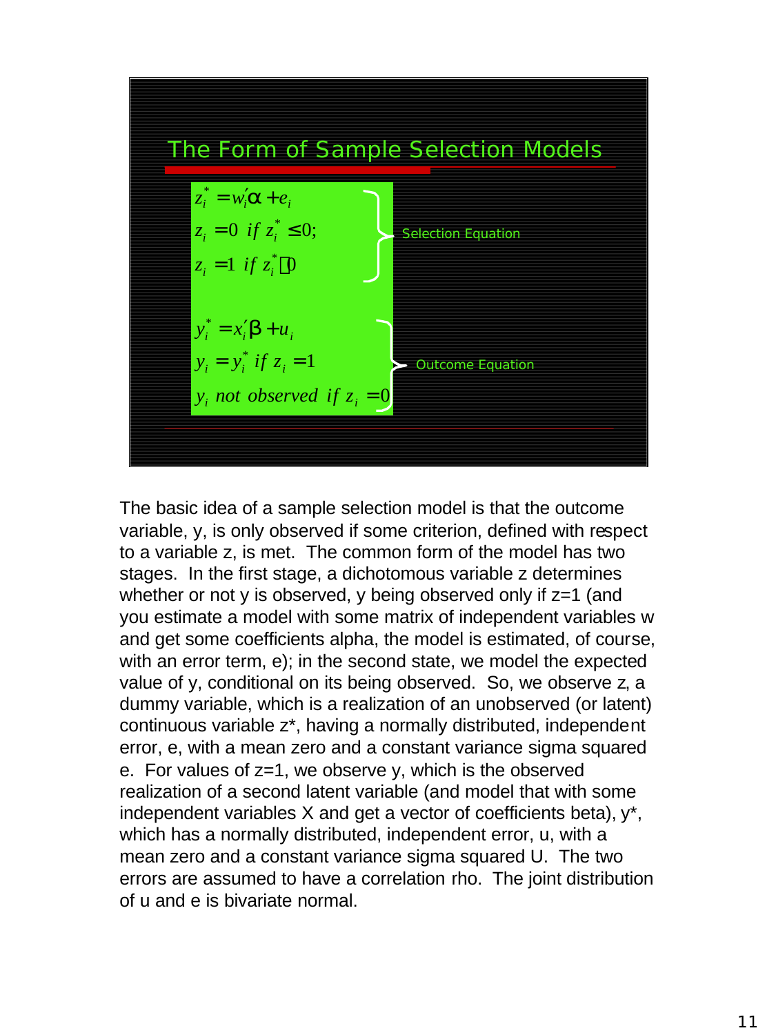## The Form of Sample Selection Models

$$z_i^* = w_i'\alpha + e_i$$
$$z_i = 0 \ \ if \ z_i^* \leq 0;$$
$$z_i = 1 \ \ if \ z_i^* > 0$$

Selection Equation

$$y_i^* = x_i'\beta + u_i$$
$$y_i = y_i^* \ \ if \ z_i = 1$$
$$y_i \ \ not \ observed \ \ if \ z_i = 0$$

Outcome Equation

The basic idea of a sample selection model is that the outcome variable, y, is only observed if some criterion, defined with respect to a variable z, is met. The common form of the model has two stages. In the first stage, a dichotomous variable z determines whether or not y is observed, y being observed only if z=1 (and you estimate a model with some matrix of independent variables w and get some coefficients alpha, the model is estimated, of course, with an error term, e); in the second state, we model the expected value of y, conditional on its being observed. So, we observe z, a dummy variable, which is a realization of an unobserved (or latent) continuous variable z*, having a normally distributed, independent error, e, with a mean zero and a constant variance sigma squared e. For values of z=1, we observe y, which is the observed realization of a second latent variable (and model that with some independent variables X and get a vector of coefficients beta), y*, which has a normally distributed, independent error, u, with a mean zero and a constant variance sigma squared U. The two errors are assumed to have a correlation rho. The joint distribution of u and e is bivariate normal.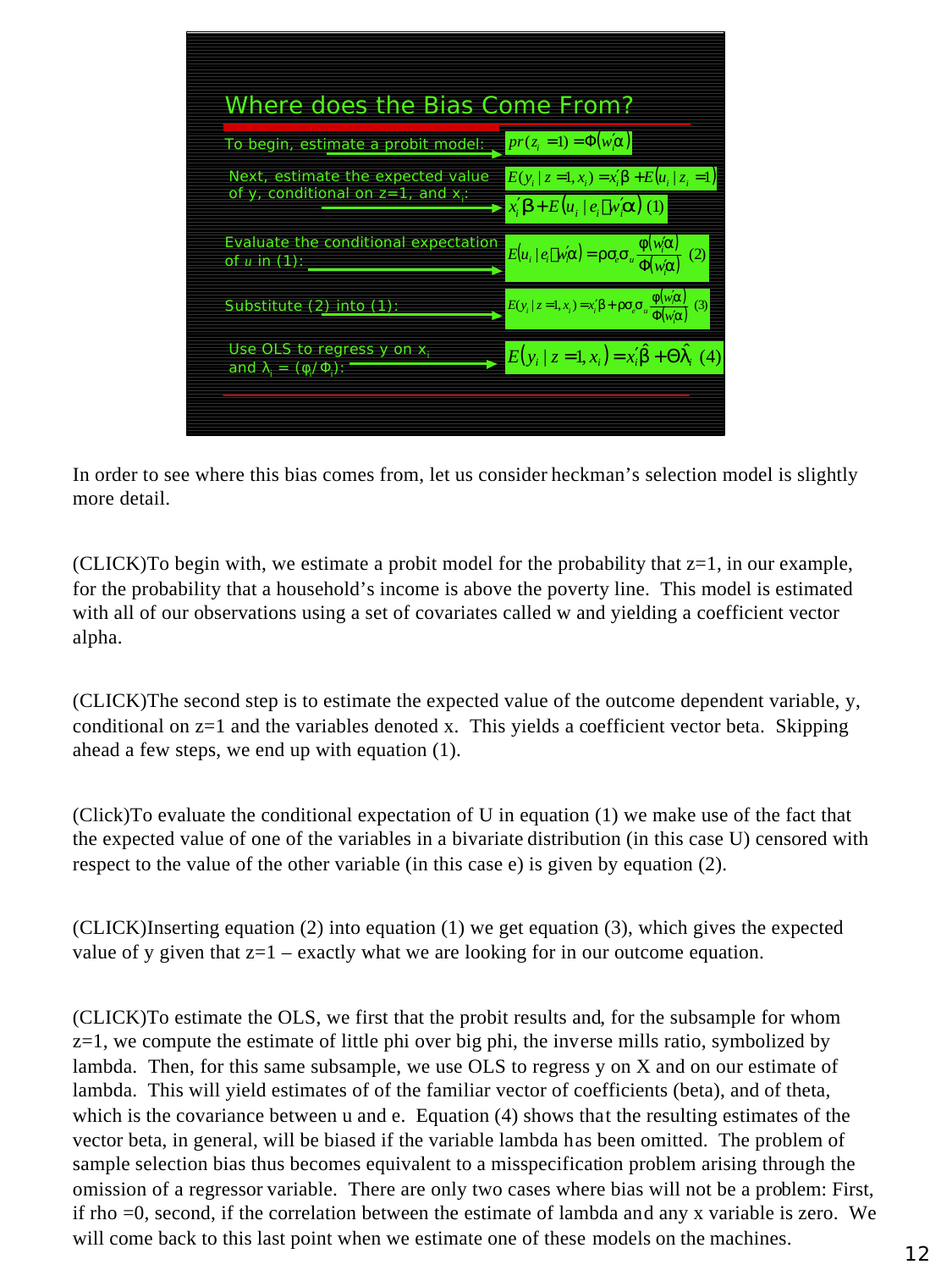## Where does the Bias Come From?

To begin, estimate a probit model: $pr(z_i = 1) = \Phi(w_i'\alpha)$

Next, estimate the expected value of y, conditional on z=1, and $x_i$: $E(y_i \mid z = 1, x_i) = x_i'\beta + E(u_i \mid z_i = 1)$

$x_i'\beta + E(u_i \mid e_i \geq -w_i'\alpha)$ (1)

Evaluate the conditional expectation of $u$ in (1): $E(u_i \mid e_i \geq -w_i'\alpha) = \rho\sigma_e\sigma_u \dfrac{\phi(w_i'\alpha)}{\Phi(w_i'\alpha)}$ (2)

Substitute (2) into (1): $E(y_i \mid z = 1, x_i) = x_i'\beta + \rho\sigma_e\sigma_u \dfrac{\phi(w_i'\alpha)}{\Phi(w_i'\alpha)}$ (3)

Use OLS to regress y on $x_i$ and $\lambda_i = (\phi_i/\Phi_i)$: $E(y_i \mid z = 1, x_i) = x_i'\hat{\beta} + \Theta\hat{\lambda}_i$ (4)

In order to see where this bias comes from, let us consider heckman's selection model is slightly more detail.

(CLICK)To begin with, we estimate a probit model for the probability that z=1, in our example, for the probability that a household's income is above the poverty line. This model is estimated with all of our observations using a set of covariates called w and yielding a coefficient vector alpha.

(CLICK)The second step is to estimate the expected value of the outcome dependent variable, y, conditional on z=1 and the variables denoted x. This yields a coefficient vector beta. Skipping ahead a few steps, we end up with equation (1).

(Click)To evaluate the conditional expectation of U in equation (1) we make use of the fact that the expected value of one of the variables in a bivariate distribution (in this case U) censored with respect to the value of the other variable (in this case e) is given by equation (2).

(CLICK)Inserting equation (2) into equation (1) we get equation (3), which gives the expected value of y given that z=1 – exactly what we are looking for in our outcome equation.

(CLICK)To estimate the OLS, we first that the probit results and, for the subsample for whom z=1, we compute the estimate of little phi over big phi, the inverse mills ratio, symbolized by lambda. Then, for this same subsample, we use OLS to regress y on X and on our estimate of lambda. This will yield estimates of of the familiar vector of coefficients (beta), and of theta, which is the covariance between u and e. Equation (4) shows that the resulting estimates of the vector beta, in general, will be biased if the variable lambda has been omitted. The problem of sample selection bias thus becomes equivalent to a misspecification problem arising through the omission of a regressor variable. There are only two cases where bias will not be a problem: First, if rho =0, second, if the correlation between the estimate of lambda and any x variable is zero. We will come back to this last point when we estimate one of these models on the machines.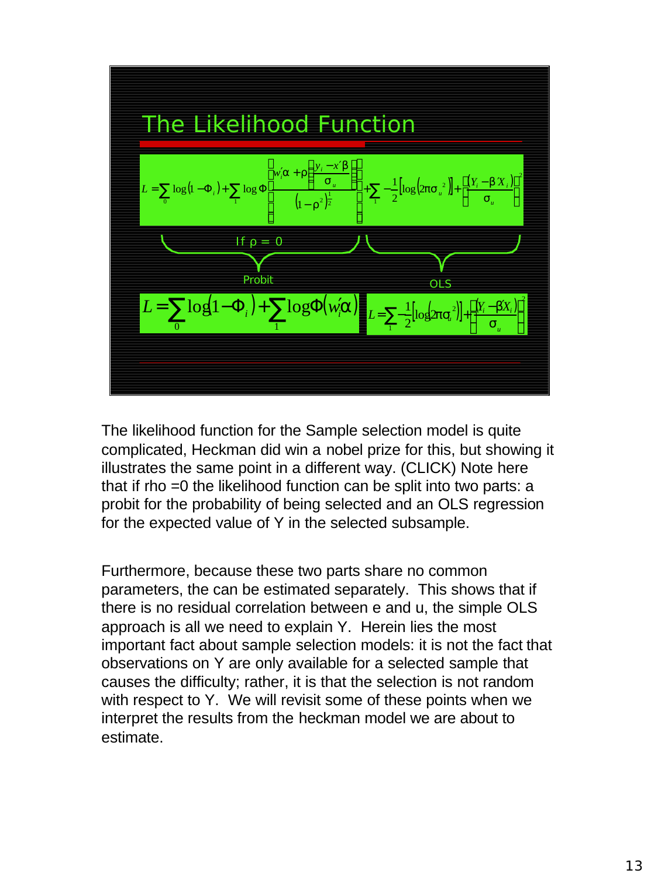## The Likelihood Function

$$L = \sum_0 \log(1-\Phi_i) + \sum_1 \log \Phi\left[\frac{w_i'\alpha + \rho\left(\frac{y_i - x'\beta}{\sigma_u}\right)}{(1-\rho^2)^{\frac{1}{2}}}\right] + \sum_1 -\frac{1}{2}\left[\log(2\pi\sigma_u^2)\right] + \left(\frac{(Y_i - \beta' X_i)}{\sigma_u}\right)^2$$

If $\rho = 0$

Probit

$$L = \sum_0 \log(1-\Phi_i) + \sum_1 \log\Phi(w_i'\alpha)$$

OLS

$$L = \sum_1 -\frac{1}{2}\left[\log(2\pi\sigma_u^2)\right] + \left(\frac{(Y_i - \beta' X_i)}{\sigma_u}\right)^2$$

The likelihood function for the Sample selection model is quite complicated, Heckman did win a nobel prize for this, but showing it illustrates the same point in a different way. (CLICK) Note here that if rho =0 the likelihood function can be split into two parts: a probit for the probability of being selected and an OLS regression for the expected value of Y in the selected subsample.

Furthermore, because these two parts share no common parameters, the can be estimated separately. This shows that if there is no residual correlation between e and u, the simple OLS approach is all we need to explain Y. Herein lies the most important fact about sample selection models: it is not the fact that observations on Y are only available for a selected sample that causes the difficulty; rather, it is that the selection is not random with respect to Y. We will revisit some of these points when we interpret the results from the heckman model we are about to estimate.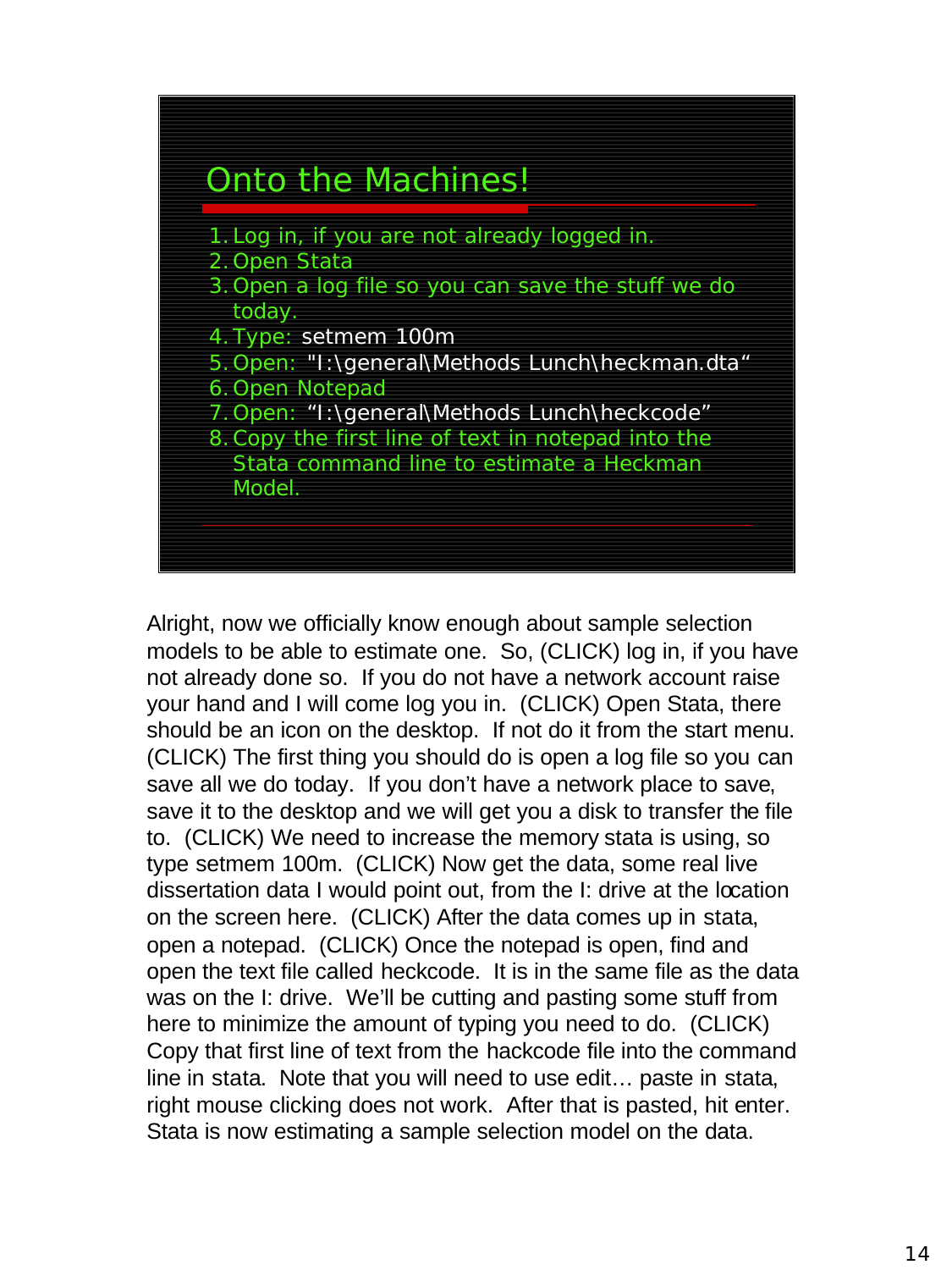## Onto the Machines!

1. Log in, if you are not already logged in.
2. Open Stata
3. Open a log file so you can save the stuff we do today.
4. Type: setmem 100m
5. Open: "I:\general\Methods Lunch\heckman.dta"
6. Open Notepad
7. Open: "I:\general\Methods Lunch\heckcode"
8. Copy the first line of text in notepad into the Stata command line to estimate a Heckman Model.

Alright, now we officially know enough about sample selection models to be able to estimate one. So, (CLICK) log in, if you have not already done so. If you do not have a network account raise your hand and I will come log you in. (CLICK) Open Stata, there should be an icon on the desktop. If not do it from the start menu. (CLICK) The first thing you should do is open a log file so you can save all we do today. If you don't have a network place to save, save it to the desktop and we will get you a disk to transfer the file to. (CLICK) We need to increase the memory stata is using, so type setmem 100m. (CLICK) Now get the data, some real live dissertation data I would point out, from the I: drive at the location on the screen here. (CLICK) After the data comes up in stata, open a notepad. (CLICK) Once the notepad is open, find and open the text file called heckcode. It is in the same file as the data was on the I: drive. We'll be cutting and pasting some stuff from here to minimize the amount of typing you need to do. (CLICK) Copy that first line of text from the hackcode file into the command line in stata. Note that you will need to use edit… paste in stata, right mouse clicking does not work. After that is pasted, hit enter. Stata is now estimating a sample selection model on the data.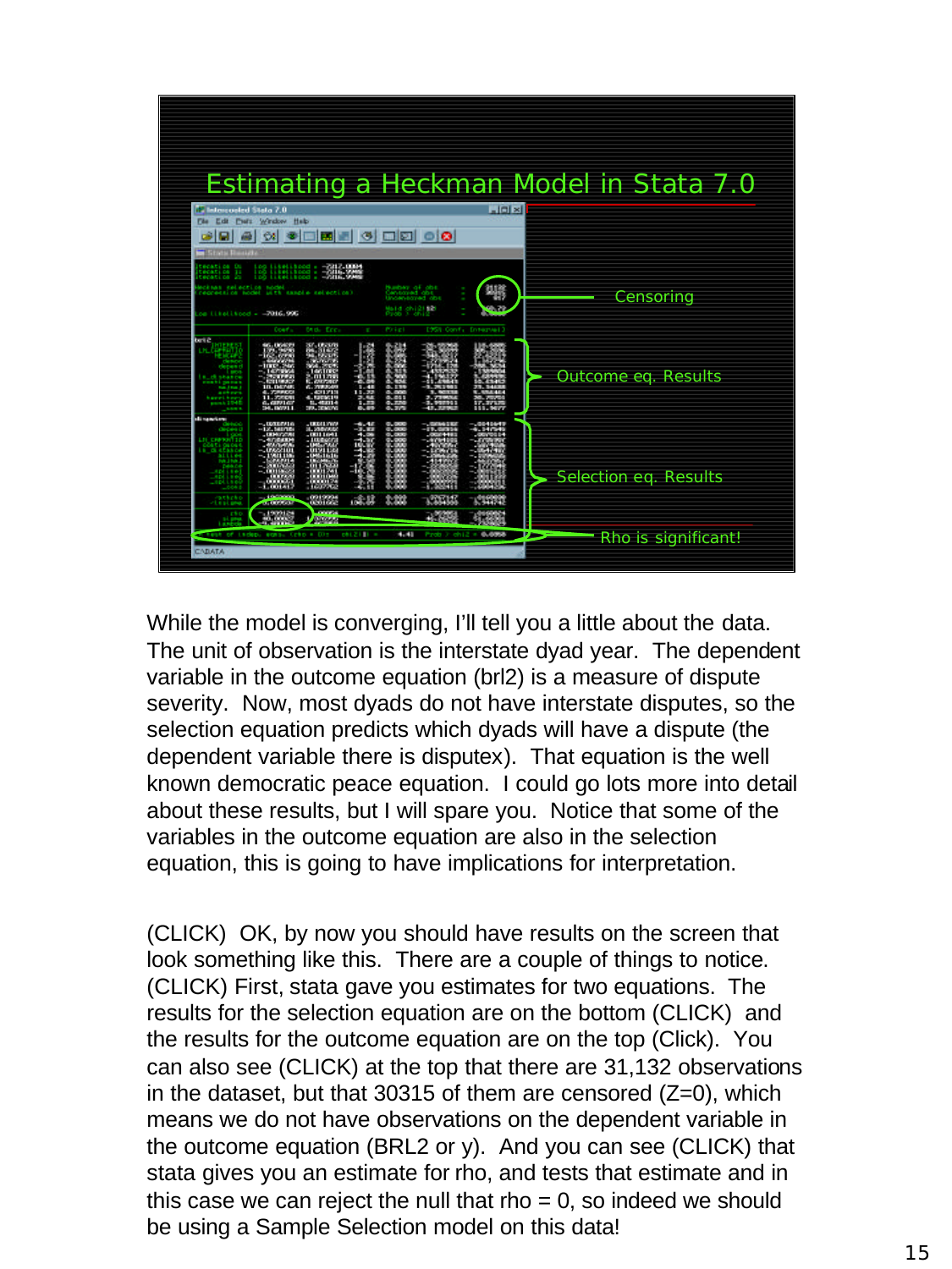## Estimating a Heckman Model in Stata 7.0

Censoring

Outcome eq. Results

Selection eq. Results

Rho is significant!

While the model is converging, I'll tell you a little about the data. The unit of observation is the interstate dyad year. The dependent variable in the outcome equation (brl2) is a measure of dispute severity. Now, most dyads do not have interstate disputes, so the selection equation predicts which dyads will have a dispute (the dependent variable there is disputex). That equation is the well known democratic peace equation. I could go lots more into detail about these results, but I will spare you. Notice that some of the variables in the outcome equation are also in the selection equation, this is going to have implications for interpretation.

(CLICK) OK, by now you should have results on the screen that look something like this. There are a couple of things to notice. (CLICK) First, stata gave you estimates for two equations. The results for the selection equation are on the bottom (CLICK) and the results for the outcome equation are on the top (Click). You can also see (CLICK) at the top that there are 31,132 observations in the dataset, but that 30315 of them are censored (Z=0), which means we do not have observations on the dependent variable in the outcome equation (BRL2 or y). And you can see (CLICK) that stata gives you an estimate for rho, and tests that estimate and in this case we can reject the null that rho = 0, so indeed we should be using a Sample Selection model on this data!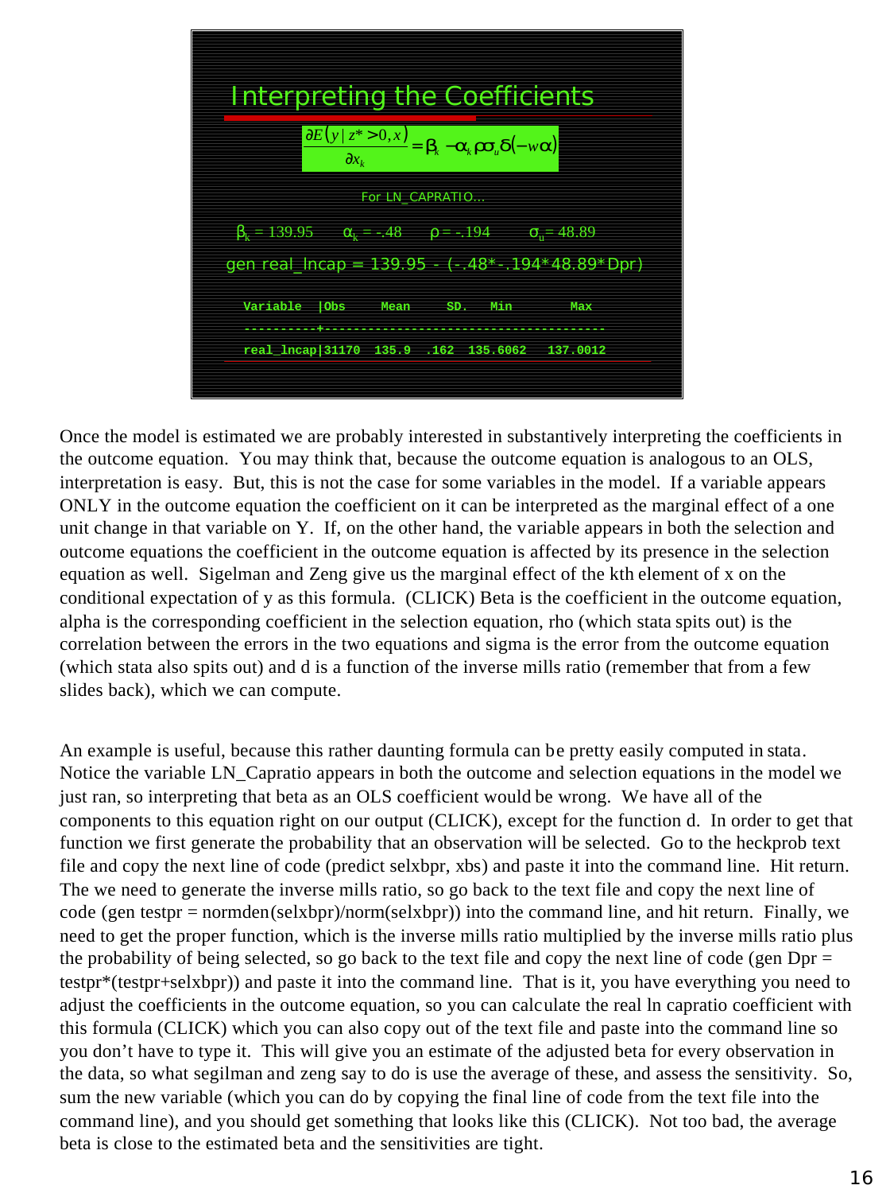## Interpreting the Coefficients

$$\frac{\partial E(y \mid z^* > 0, x)}{\partial x_k} = \beta_k - \alpha_k \rho \sigma_u \delta(-w\alpha)$$

For LN_CAPRATIO…

$\beta_k = 139.95$ $\alpha_k = -.48$ $\rho = -.194$ $\sigma_u = 48.89$

```
gen real_lncap = 139.95 - (-.48*-.194*48.89*Dpr)
```

| Variable | Obs | Mean | SD. | Min | Max |
|---|---|---|---|---|---|
| real_lncap | 31170 | 135.9 | .162 | 135.6062 | 137.0012 |

Once the model is estimated we are probably interested in substantively interpreting the coefficients in the outcome equation. You may think that, because the outcome equation is analogous to an OLS, interpretation is easy. But, this is not the case for some variables in the model. If a variable appears ONLY in the outcome equation the coefficient on it can be interpreted as the marginal effect of a one unit change in that variable on Y. If, on the other hand, the variable appears in both the selection and outcome equations the coefficient in the outcome equation is affected by its presence in the selection equation as well. Sigelman and Zeng give us the marginal effect of the kth element of x on the conditional expectation of y as this formula. (CLICK) Beta is the coefficient in the outcome equation, alpha is the corresponding coefficient in the selection equation, rho (which stata spits out) is the correlation between the errors in the two equations and sigma is the error from the outcome equation (which stata also spits out) and d is a function of the inverse mills ratio (remember that from a few slides back), which we can compute.

An example is useful, because this rather daunting formula can be pretty easily computed in stata. Notice the variable LN_Capratio appears in both the outcome and selection equations in the model we just ran, so interpreting that beta as an OLS coefficient would be wrong. We have all of the components to this equation right on our output (CLICK), except for the function d. In order to get that function we first generate the probability that an observation will be selected. Go to the heckprob text file and copy the next line of code (predict selxbpr, xbs) and paste it into the command line. Hit return. The we need to generate the inverse mills ratio, so go back to the text file and copy the next line of code (gen testpr = normden(selxbpr)/norm(selxbpr)) into the command line, and hit return. Finally, we need to get the proper function, which is the inverse mills ratio multiplied by the inverse mills ratio plus the probability of being selected, so go back to the text file and copy the next line of code (gen Dpr = testpr*(testpr+selxbpr)) and paste it into the command line. That is it, you have everything you need to adjust the coefficients in the outcome equation, so you can calculate the real ln capratio coefficient with this formula (CLICK) which you can also copy out of the text file and paste into the command line so you don't have to type it. This will give you an estimate of the adjusted beta for every observation in the data, so what segilman and zeng say to do is use the average of these, and assess the sensitivity. So, sum the new variable (which you can do by copying the final line of code from the text file into the command line), and you should get something that looks like this (CLICK). Not too bad, the average beta is close to the estimated beta and the sensitivities are tight.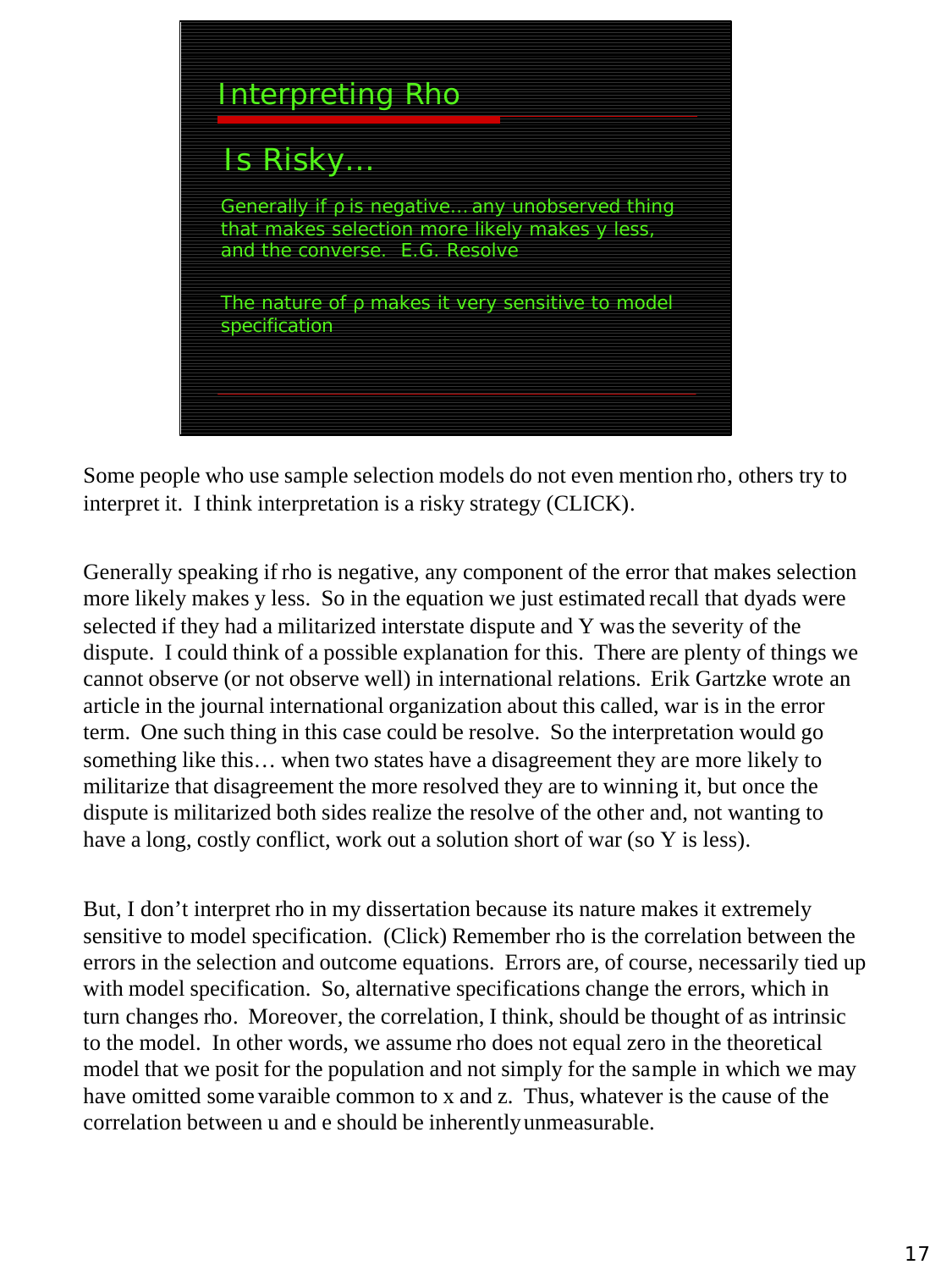## Interpreting Rho

### Is Risky…

Generally if ρ is negative… any unobserved thing that makes selection more likely makes y less, and the converse. E.G. Resolve

The nature of ρ makes it very sensitive to model specification

Some people who use sample selection models do not even mention rho, others try to interpret it. I think interpretation is a risky strategy (CLICK).

Generally speaking if rho is negative, any component of the error that makes selection more likely makes y less. So in the equation we just estimated recall that dyads were selected if they had a militarized interstate dispute and Y was the severity of the dispute. I could think of a possible explanation for this. There are plenty of things we cannot observe (or not observe well) in international relations. Erik Gartzke wrote an article in the journal international organization about this called, war is in the error term. One such thing in this case could be resolve. So the interpretation would go something like this… when two states have a disagreement they are more likely to militarize that disagreement the more resolved they are to winning it, but once the dispute is militarized both sides realize the resolve of the other and, not wanting to have a long, costly conflict, work out a solution short of war (so Y is less).

But, I don't interpret rho in my dissertation because its nature makes it extremely sensitive to model specification. (Click) Remember rho is the correlation between the errors in the selection and outcome equations. Errors are, of course, necessarily tied up with model specification. So, alternative specifications change the errors, which in turn changes rho. Moreover, the correlation, I think, should be thought of as intrinsic to the model. In other words, we assume rho does not equal zero in the theoretical model that we posit for the population and not simply for the sample in which we may have omitted some varaible common to x and z. Thus, whatever is the cause of the correlation between u and e should be inherently unmeasurable.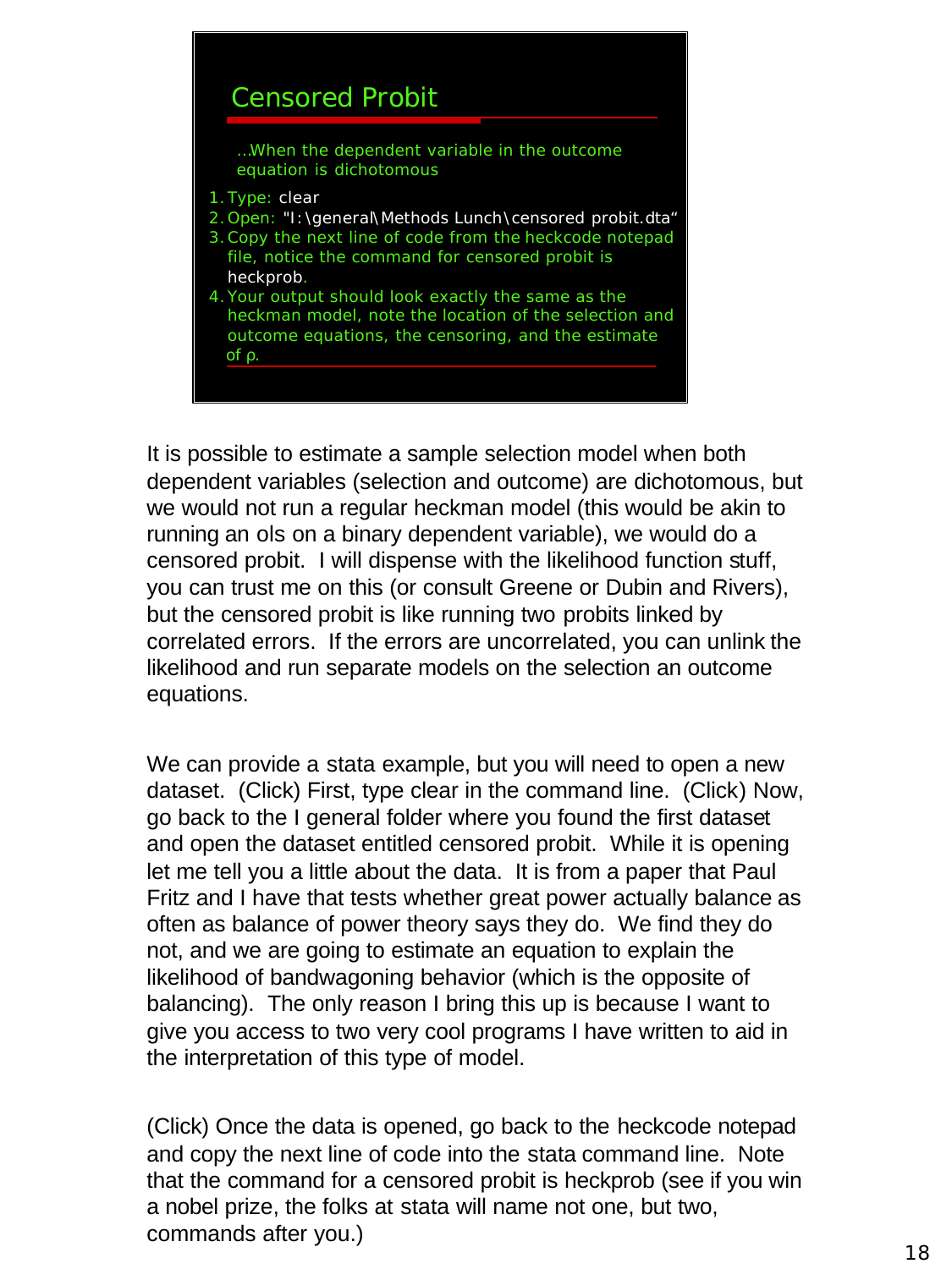## Censored Probit

…When the dependent variable in the outcome equation is dichotomous

1. Type: clear
2. Open: "I:\general\Methods Lunch\censored probit.dta"
3. Copy the next line of code from the heckcode notepad file, notice the command for censored probit is heckprob.
4. Your output should look exactly the same as the heckman model, note the location of the selection and outcome equations, the censoring, and the estimate of ρ.

It is possible to estimate a sample selection model when both dependent variables (selection and outcome) are dichotomous, but we would not run a regular heckman model (this would be akin to running an ols on a binary dependent variable), we would do a censored probit. I will dispense with the likelihood function stuff, you can trust me on this (or consult Greene or Dubin and Rivers), but the censored probit is like running two probits linked by correlated errors. If the errors are uncorrelated, you can unlink the likelihood and run separate models on the selection an outcome equations.

We can provide a stata example, but you will need to open a new dataset. (Click) First, type clear in the command line. (Click) Now, go back to the I general folder where you found the first dataset and open the dataset entitled censored probit. While it is opening let me tell you a little about the data. It is from a paper that Paul Fritz and I have that tests whether great power actually balance as often as balance of power theory says they do. We find they do not, and we are going to estimate an equation to explain the likelihood of bandwagoning behavior (which is the opposite of balancing). The only reason I bring this up is because I want to give you access to two very cool programs I have written to aid in the interpretation of this type of model.

(Click) Once the data is opened, go back to the heckcode notepad and copy the next line of code into the stata command line. Note that the command for a censored probit is heckprob (see if you win a nobel prize, the folks at stata will name not one, but two, commands after you.)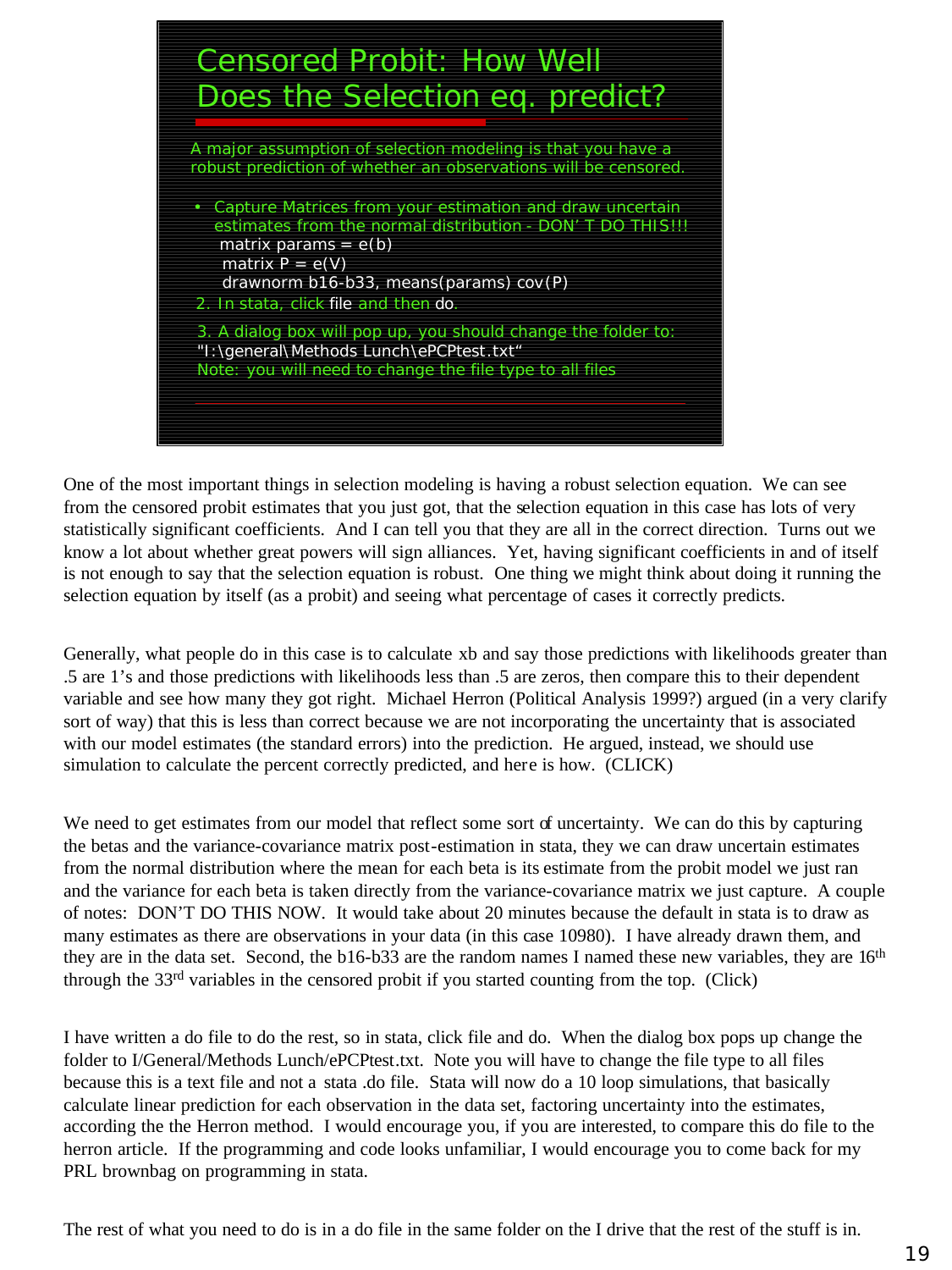## Censored Probit: How Well Does the Selection eq. predict?

A major assumption of selection modeling is that you have a robust prediction of whether an observations will be censored.

- Capture Matrices from your estimation and draw uncertain estimates from the normal distribution - DON'T DO THIS!!!

```
matrix params = e(b)
matrix P = e(V)
drawnorm b16-b33, means(params) cov(P)
```

2. In stata, click file and then do.

3. A dialog box will pop up, you should change the folder to: "I:\general\Methods Lunch\ePCPtest.txt"
Note: you will need to change the file type to all files

One of the most important things in selection modeling is having a robust selection equation. We can see from the censored probit estimates that you just got, that the selection equation in this case has lots of very statistically significant coefficients. And I can tell you that they are all in the correct direction. Turns out we know a lot about whether great powers will sign alliances. Yet, having significant coefficients in and of itself is not enough to say that the selection equation is robust. One thing we might think about doing it running the selection equation by itself (as a probit) and seeing what percentage of cases it correctly predicts.

Generally, what people do in this case is to calculate xb and say those predictions with likelihoods greater than .5 are 1's and those predictions with likelihoods less than .5 are zeros, then compare this to their dependent variable and see how many they got right. Michael Herron (Political Analysis 1999?) argued (in a very clarify sort of way) that this is less than correct because we are not incorporating the uncertainty that is associated with our model estimates (the standard errors) into the prediction. He argued, instead, we should use simulation to calculate the percent correctly predicted, and here is how. (CLICK)

We need to get estimates from our model that reflect some sort of uncertainty. We can do this by capturing the betas and the variance-covariance matrix post-estimation in stata, they we can draw uncertain estimates from the normal distribution where the mean for each beta is its estimate from the probit model we just ran and the variance for each beta is taken directly from the variance-covariance matrix we just capture. A couple of notes: DON'T DO THIS NOW. It would take about 20 minutes because the default in stata is to draw as many estimates as there are observations in your data (in this case 10980). I have already drawn them, and they are in the data set. Second, the b16-b33 are the random names I named these new variables, they are 16th through the 33rd variables in the censored probit if you started counting from the top. (Click)

I have written a do file to do the rest, so in stata, click file and do. When the dialog box pops up change the folder to I/General/Methods Lunch/ePCPtest.txt. Note you will have to change the file type to all files because this is a text file and not a stata .do file. Stata will now do a 10 loop simulations, that basically calculate linear prediction for each observation in the data set, factoring uncertainty into the estimates, according the the Herron method. I would encourage you, if you are interested, to compare this do file to the herron article. If the programming and code looks unfamiliar, I would encourage you to come back for my PRL brownbag on programming in stata.

The rest of what you need to do is in a do file in the same folder on the I drive that the rest of the stuff is in.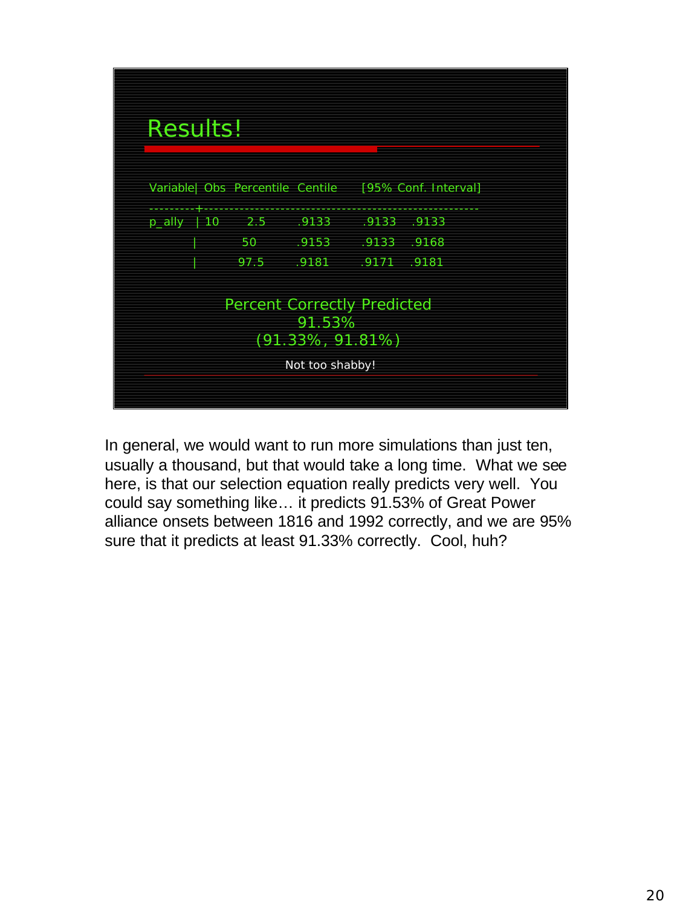## Results!

| Variable | Obs | Percentile | Centile | [95% Conf. | Interval] |
|---|---|---|---|---|---|
| p_ally | 10 | 2.5 | .9133 | .9133 | .9133 |
| | | 50 | .9153 | .9133 | .9168 |
| | | 97.5 | .9181 | .9171 | .9181 |

Percent Correctly Predicted
91.53%
(91.33%, 91.81%)

Not too shabby!

In general, we would want to run more simulations than just ten, usually a thousand, but that would take a long time. What we see here, is that our selection equation really predicts very well. You could say something like… it predicts 91.53% of Great Power alliance onsets between 1816 and 1992 correctly, and we are 95% sure that it predicts at least 91.33% correctly. Cool, huh?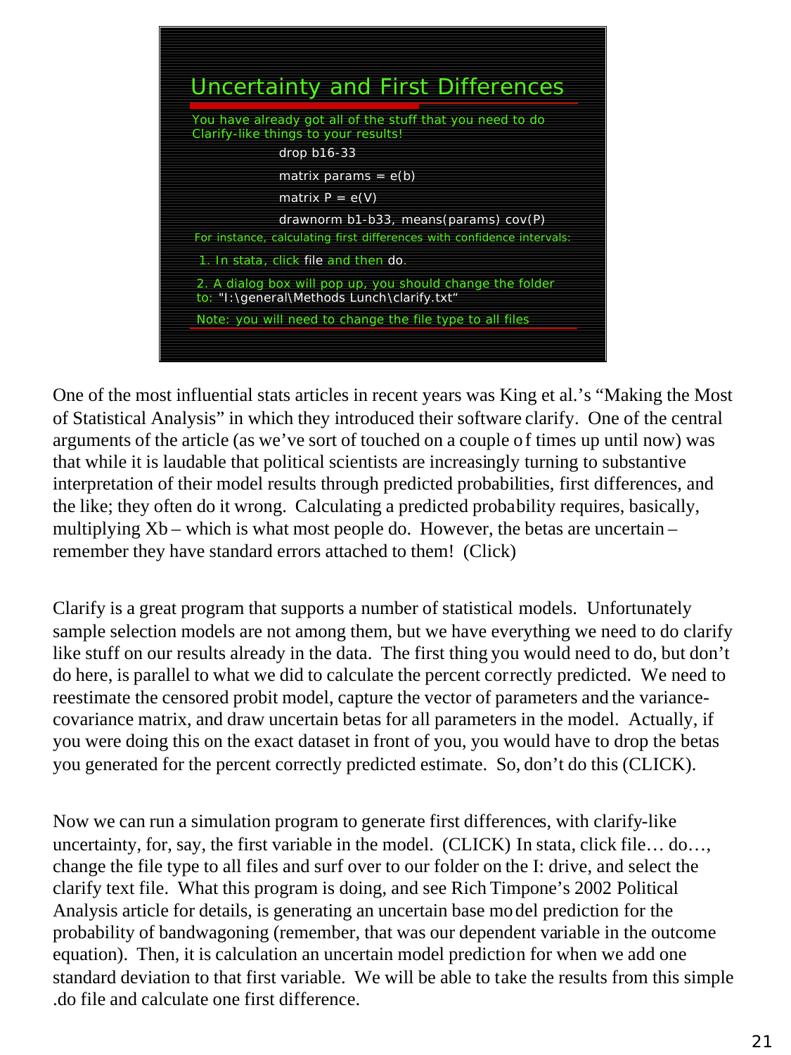## Uncertainty and First Differences

You have already got all of the stuff that you need to do Clarify-like things to your results!

```
drop b16-33
matrix params = e(b)
matrix P = e(V)
drawnorm b1-b33, means(params) cov(P)
```

For instance, calculating first differences with confidence intervals:

1. In stata, click file and then do.
2. A dialog box will pop up, you should change the folder to: "I:\general\Methods Lunch\clarify.txt"

Note: you will need to change the file type to all files

One of the most influential stats articles in recent years was King et al.'s "Making the Most of Statistical Analysis" in which they introduced their software clarify. One of the central arguments of the article (as we've sort of touched on a couple of times up until now) was that while it is laudable that political scientists are increasingly turning to substantive interpretation of their model results through predicted probabilities, first differences, and the like; they often do it wrong. Calculating a predicted probability requires, basically, multiplying Xb – which is what most people do. However, the betas are uncertain – remember they have standard errors attached to them! (Click)

Clarify is a great program that supports a number of statistical models. Unfortunately sample selection models are not among them, but we have everything we need to do clarify like stuff on our results already in the data. The first thing you would need to do, but don't do here, is parallel to what we did to calculate the percent correctly predicted. We need to reestimate the censored probit model, capture the vector of parameters and the variance-covariance matrix, and draw uncertain betas for all parameters in the model. Actually, if you were doing this on the exact dataset in front of you, you would have to drop the betas you generated for the percent correctly predicted estimate. So, don't do this (CLICK).

Now we can run a simulation program to generate first differences, with clarify-like uncertainty, for, say, the first variable in the model. (CLICK) In stata, click file… do…, change the file type to all files and surf over to our folder on the I: drive, and select the clarify text file. What this program is doing, and see Rich Timpone's 2002 Political Analysis article for details, is generating an uncertain base model prediction for the probability of bandwagoning (remember, that was our dependent variable in the outcome equation). Then, it is calculation an uncertain model prediction for when we add one standard deviation to that first variable. We will be able to take the results from this simple .do file and calculate one first difference.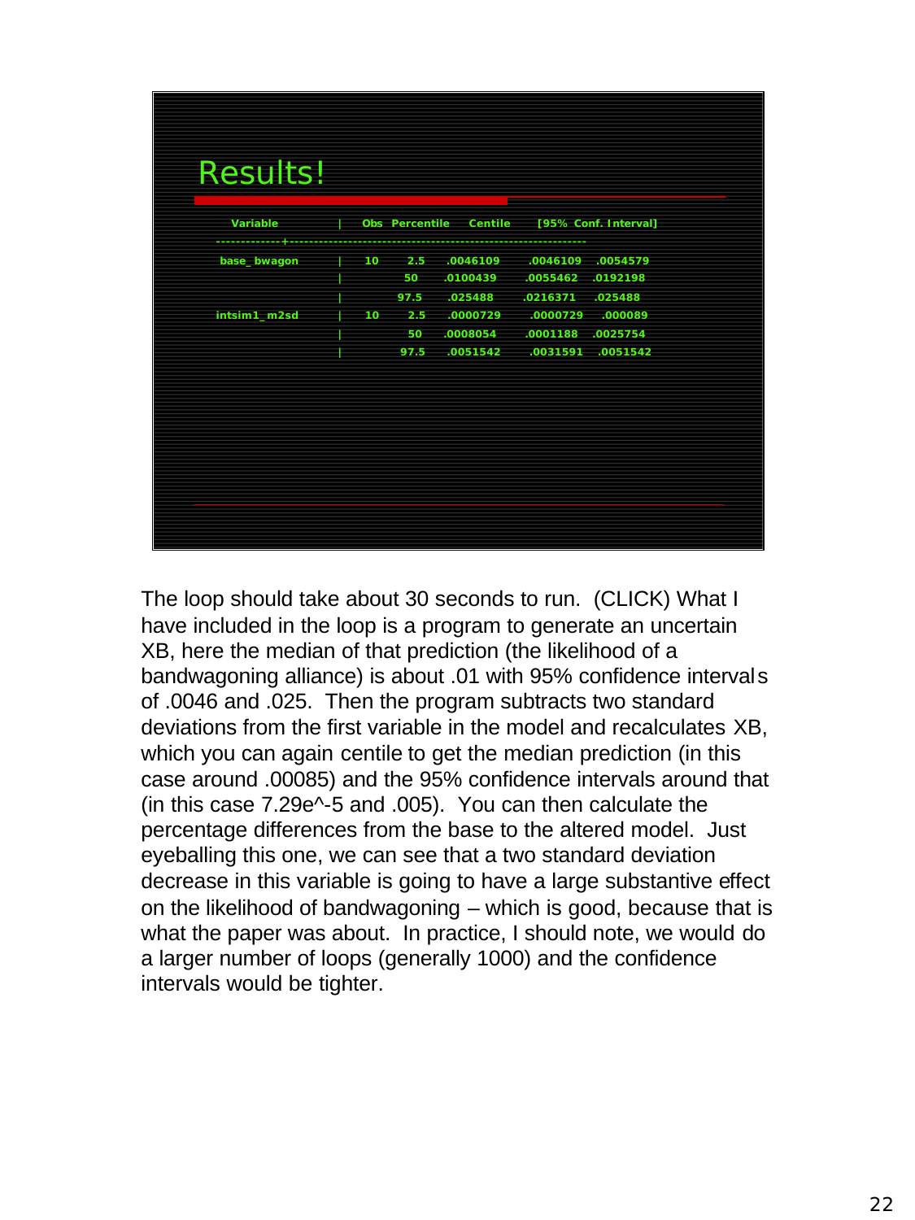## Results!

| Variable | Obs | Percentile | Centile | [95% Conf. Interval] | |
|---|---|---|---|---|---|
| base_bwagon | 10 | 2.5 | .0046109 | .0046109 | .0054579 |
| | | 50 | .0100439 | .0055462 | .0192198 |
| | | 97.5 | .025488 | .0216371 | .025488 |
| intsim1_m2sd | 10 | 2.5 | .0000729 | .0000729 | .000089 |
| | | 50 | .0008054 | .0001188 | .0025754 |
| | | 97.5 | .0051542 | .0031591 | .0051542 |

The loop should take about 30 seconds to run. (CLICK) What I have included in the loop is a program to generate an uncertain XB, here the median of that prediction (the likelihood of a bandwagoning alliance) is about .01 with 95% confidence intervals of .0046 and .025. Then the program subtracts two standard deviations from the first variable in the model and recalculates XB, which you can again centile to get the median prediction (in this case around .00085) and the 95% confidence intervals around that (in this case 7.29e^-5 and .005). You can then calculate the percentage differences from the base to the altered model. Just eyeballing this one, we can see that a two standard deviation decrease in this variable is going to have a large substantive effect on the likelihood of bandwagoning – which is good, because that is what the paper was about. In practice, I should note, we would do a larger number of loops (generally 1000) and the confidence intervals would be tighter.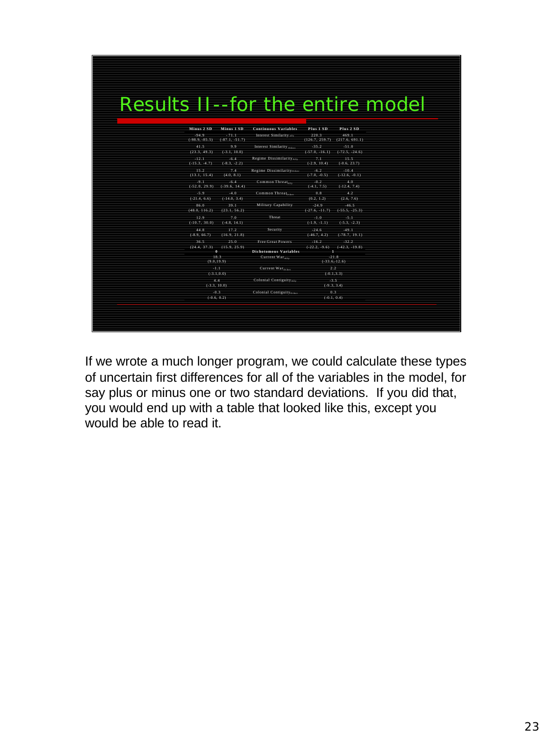# Results II--for the entire model

| Minus 2 SD | Minus 1 SD | Continuous Variables | Plus 1 SD | Plus 2 SD |
|---|---|---|---|---|
| -94.9 (-98.9, -85.5) | -71.1 (-87.1, -51.7) | Interest $Similarity_{Ally}$ | 220.3 (126.7, 259.7) | 469.1 (217.6, 691.1) |
| 41.5 (23.3, 49.3) | 9.9 (-3.1, 10.0) | Interest $Similarity_{Other}$ | -35.2 (-57.0, -16.1) | -51.0 (-72.5, -24.6) |
| -12.1 (-15.3, -4.7) | -6.4 (-8.3, -2.2) | Regime $Dissimilarity_{Ally}$ | 7.1 (-2.9, 10.4) | 15.5 (-0.6, 23.7) |
| 15.2 (13.1, 15.4) | 7.4 (4.0, 8.1) | Regime $Dissimilarity_{Other}$ | -6.2 (-7.0, -0.5) | -10.4 (-12.6, -0.1) |
| -9.1 (-52.0, 29.9) | -6.4 (-39.6, 14.4) | Common $Threat_{Ally}$ | -0.2 (-4.1, 7.5) | 4.0 (-12.4, 7.4) |
| -5.9 (-21.4, 6.6) | -4.0 (-14.0, 3.4) | Common $Threat_{Other}$ | 0.8 (0.2, 1.2) | 4.2 (2.6, 7.6) |
| 86.0 (48.0, 116.2) | 39.1 (23.1, 56.2) | Military Capability | -24.9 (-27.6, -11.7) | -46.5 (-55.5, -25.3) |
| 12.9 (-10.7, 30.0) | 7.0 (-4.8, 14.1) | Threat | -1.0 (-1.9, -1.1) | -5.1 (-5.3, -2.3) |
| 44.8 (-8.9, 66.7) | 17.2 (16.9, 21.8) | Security | -24.6 (-46.7, 4.2) | -49.1 (-78.7, 19.1) |
| 36.5 (24.4, 37.3) | 25.0 (15.9, 25.9) | Free Great Powers | -16.2 (-22.2, -9.6) | -32.2 (-42.3, -19.8) |
| **0** | | **Dichotomous Variables** | **1** | |
| 18.3 (9.0, 19.9) | | Current $War_{Ally}$ | -21.8 (-33.6, -12.6) | |
| -1.1 (-3.1, 0.0) | | Current $War_{Other}$ | 2.2 (-0.1, 3.3) | |
| 4.4 (-3.3, 10.0) | | Colonial $Contiguity_{Ally}$ | -3.5 (-9.3, 3.4) | |
| -0.3 (-0.6, 0.2) | | Colonial $Contiguity_{Other}$ | 0.3 (-0.1, 0.4) | |

If we wrote a much longer program, we could calculate these types of uncertain first differences for all of the variables in the model, for say plus or minus one or two standard deviations. If you did that, you would end up with a table that looked like this, except you would be able to read it.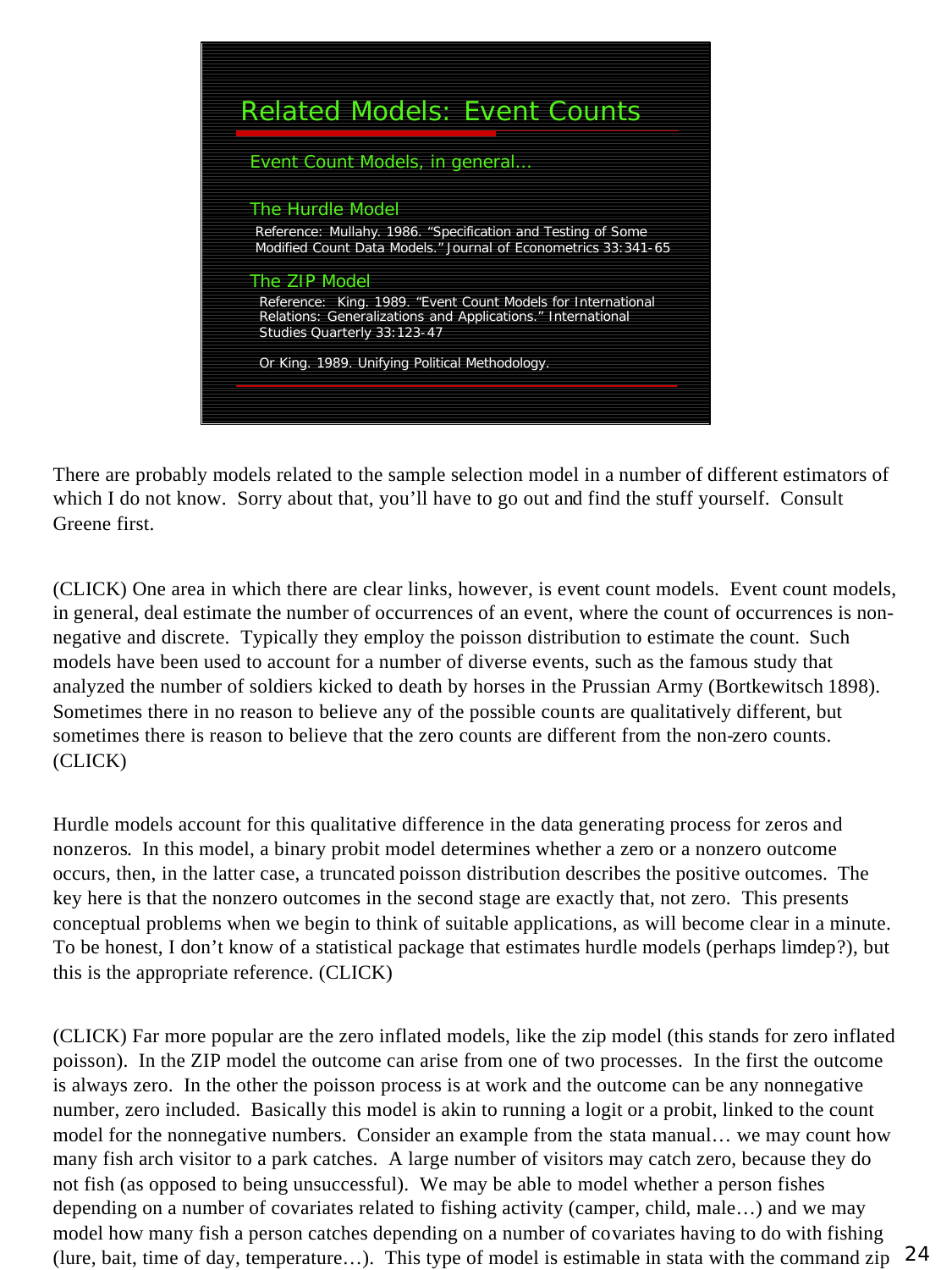## Related Models: Event Counts

Event Count Models, in general…

The Hurdle Model

Reference: Mullahy. 1986. "Specification and Testing of Some Modified Count Data Models." Journal of Econometrics 33:341-65

The ZIP Model

Reference: King. 1989. "Event Count Models for International Relations: Generalizations and Applications." International Studies Quarterly 33:123-47

Or King. 1989. Unifying Political Methodology.

There are probably models related to the sample selection model in a number of different estimators of which I do not know. Sorry about that, you'll have to go out and find the stuff yourself. Consult Greene first.

(CLICK) One area in which there are clear links, however, is event count models. Event count models, in general, deal estimate the number of occurrences of an event, where the count of occurrences is non-negative and discrete. Typically they employ the poisson distribution to estimate the count. Such models have been used to account for a number of diverse events, such as the famous study that analyzed the number of soldiers kicked to death by horses in the Prussian Army (Bortkewitsch 1898). Sometimes there in no reason to believe any of the possible counts are qualitatively different, but sometimes there is reason to believe that the zero counts are different from the non-zero counts. (CLICK)

Hurdle models account for this qualitative difference in the data generating process for zeros and nonzeros. In this model, a binary probit model determines whether a zero or a nonzero outcome occurs, then, in the latter case, a truncated poisson distribution describes the positive outcomes. The key here is that the nonzero outcomes in the second stage are exactly that, not zero. This presents conceptual problems when we begin to think of suitable applications, as will become clear in a minute. To be honest, I don't know of a statistical package that estimates hurdle models (perhaps limdep?), but this is the appropriate reference. (CLICK)

(CLICK) Far more popular are the zero inflated models, like the zip model (this stands for zero inflated poisson). In the ZIP model the outcome can arise from one of two processes. In the first the outcome is always zero. In the other the poisson process is at work and the outcome can be any nonnegative number, zero included. Basically this model is akin to running a logit or a probit, linked to the count model for the nonnegative numbers. Consider an example from the stata manual… we may count how many fish arch visitor to a park catches. A large number of visitors may catch zero, because they do not fish (as opposed to being unsuccessful). We may be able to model whether a person fishes depending on a number of covariates related to fishing activity (camper, child, male…) and we may model how many fish a person catches depending on a number of covariates having to do with fishing (lure, bait, time of day, temperature…). This type of model is estimable in stata with the command zip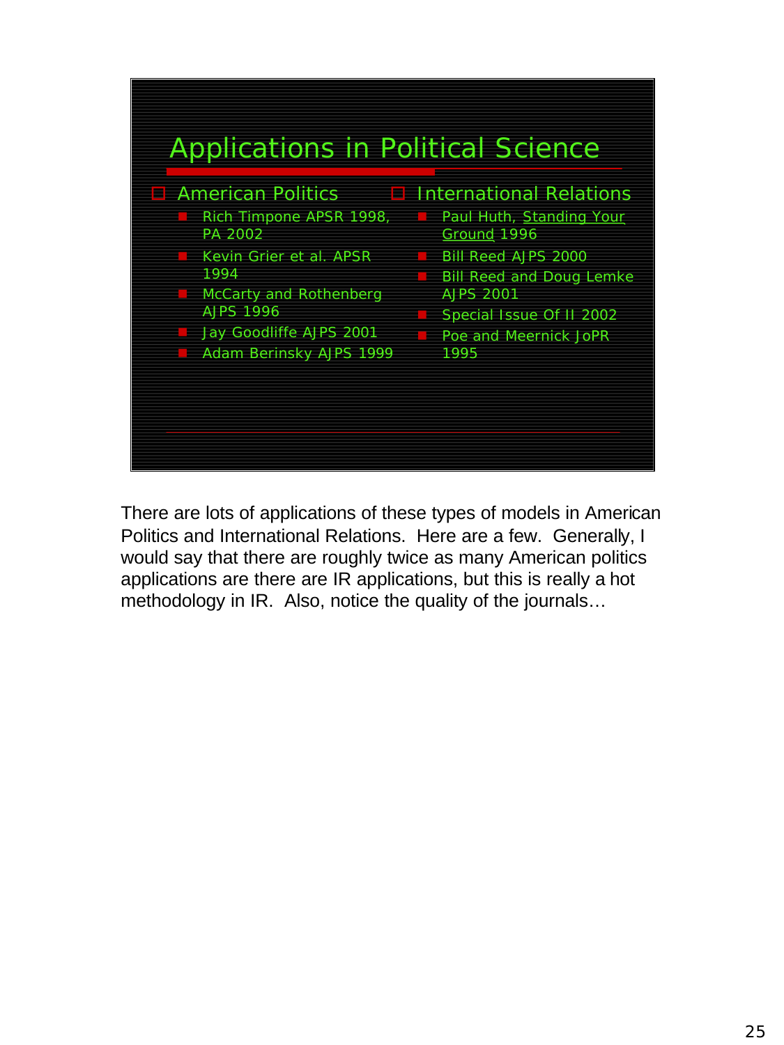## Applications in Political Science

- American Politics
  - Rich Timpone APSR 1998, PA 2002
  - Kevin Grier et al. APSR 1994
  - McCarty and Rothenberg AJPS 1996
  - Jay Goodliffe AJPS 2001
  - Adam Berinsky AJPS 1999
- International Relations
  - Paul Huth, Standing Your Ground 1996
  - Bill Reed AJPS 2000
  - Bill Reed and Doug Lemke AJPS 2001
  - Special Issue Of II 2002
  - Poe and Meernick JoPR 1995

There are lots of applications of these types of models in American Politics and International Relations. Here are a few. Generally, I would say that there are roughly twice as many American politics applications are there are IR applications, but this is really a hot methodology in IR. Also, notice the quality of the journals…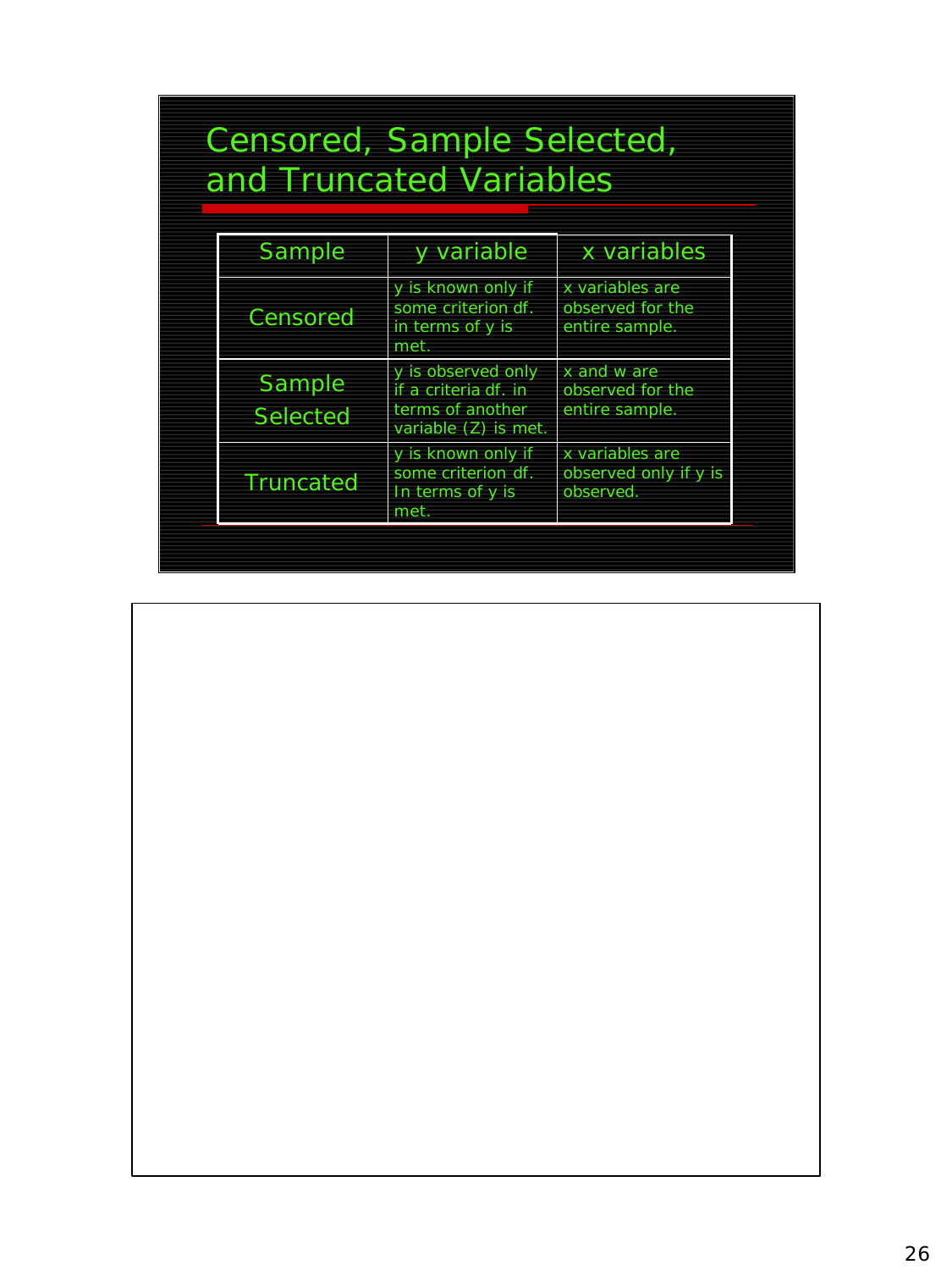# Censored, Sample Selected, and Truncated Variables

| Sample | y variable | x variables |
|---|---|---|
| Censored | y is known only if some criterion df. in terms of y is met. | x variables are observed for the entire sample. |
| Sample Selected | y is observed only if a criteria df. in terms of another variable (Z) is met. | x and w are observed for the entire sample. |
| Truncated | y is known only if some criterion df. In terms of y is met. | x variables are observed only if y is observed. |